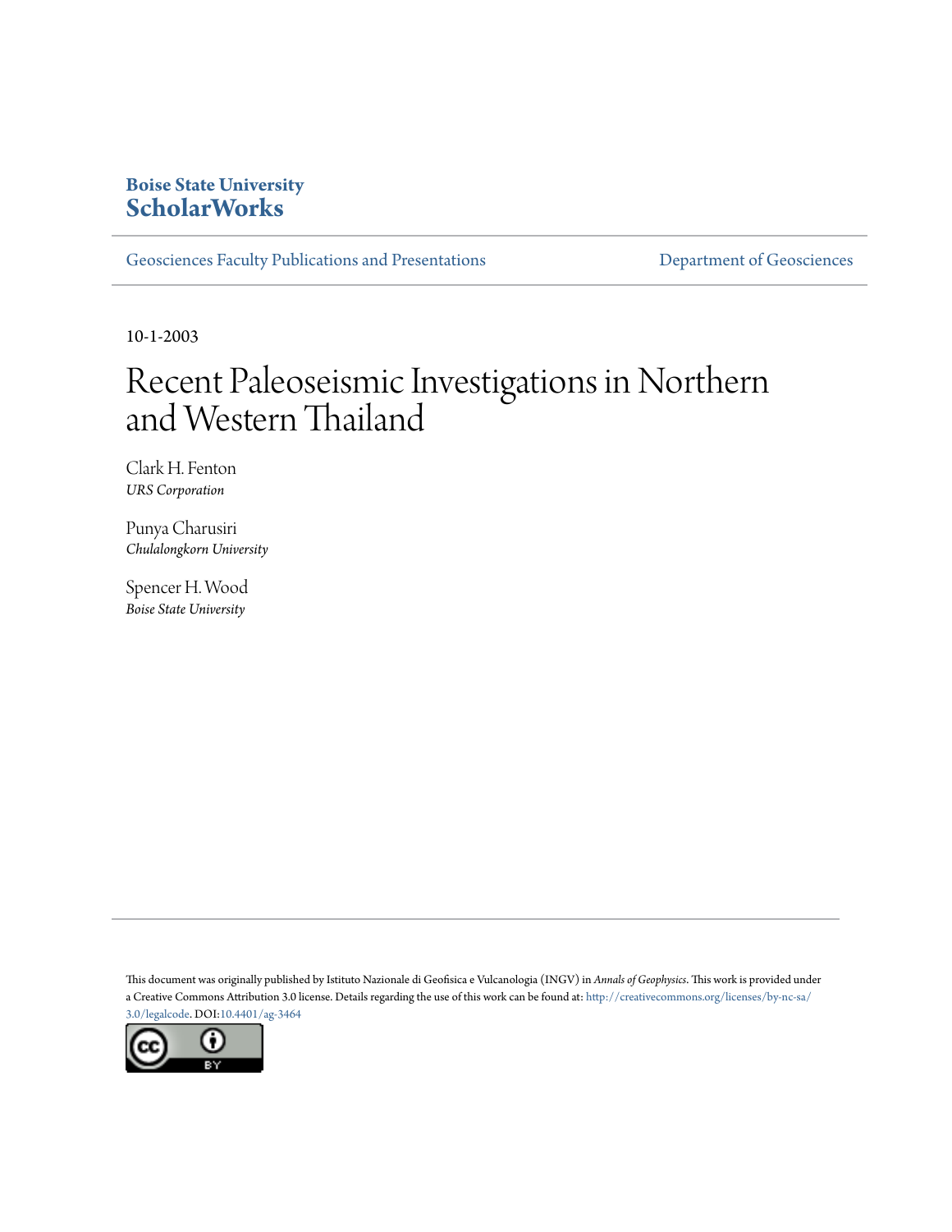**Boise State University**
**ScholarWorks**

Geosciences Faculty Publications and Presentations | Department of Geosciences

10-1-2003

# Recent Paleoseismic Investigations in Northern and Western Thailand

Clark H. Fenton
*URS Corporation*

Punya Charusiri
*Chulalongkorn University*

Spencer H. Wood
*Boise State University*

This document was originally published by Istituto Nazionale di Geofisica e Vulcanologia (INGV) in *Annals of Geophysics*. This work is provided under a Creative Commons Attribution 3.0 license. Details regarding the use of this work can be found at: http://creativecommons.org/licenses/by-nc-sa/3.0/legalcode. DOI:10.4401/ag-3464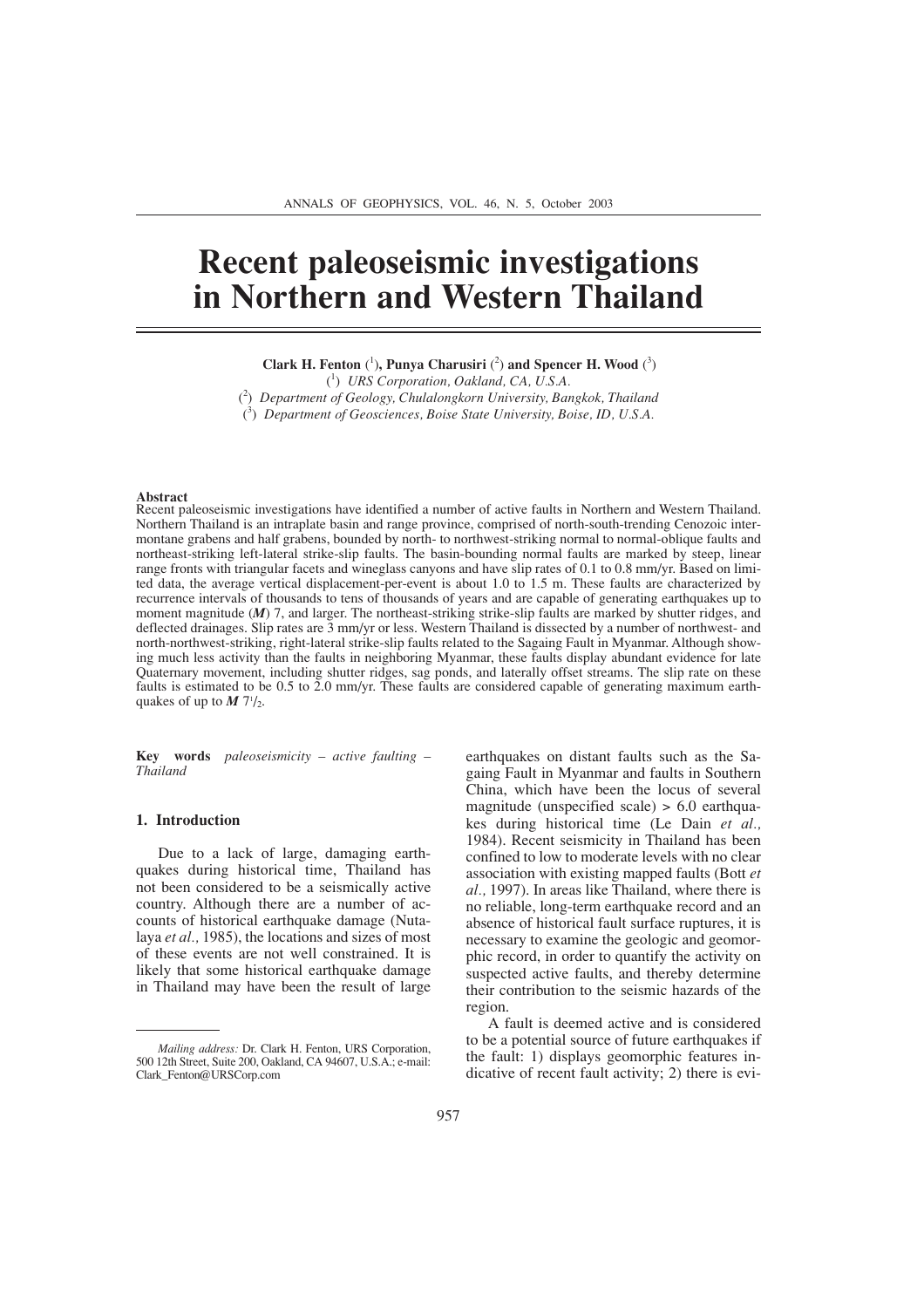# Recent paleoseismic investigations in Northern and Western Thailand

**Clark H. Fenton** [1], **Punya Charusiri** [2] **and Spencer H. Wood** [3]

[1] *URS Corporation, Oakland, CA, U.S.A.*
[2] *Department of Geology, Chulalongkorn University, Bangkok, Thailand*
[3] *Department of Geosciences, Boise State University, Boise, ID, U.S.A.*

## Abstract

Recent paleoseismic investigations have identified a number of active faults in Northern and Western Thailand. Northern Thailand is an intraplate basin and range province, comprised of north-south-trending Cenozoic intermontane grabens and half grabens, bounded by north- to northwest-striking normal to normal-oblique faults and northeast-striking left-lateral strike-slip faults. The basin-bounding normal faults are marked by steep, linear range fronts with triangular facets and wineglass canyons and have slip rates of 0.1 to 0.8 mm/yr. Based on limited data, the average vertical displacement-per-event is about 1.0 to 1.5 m. These faults are characterized by recurrence intervals of thousands to tens of thousands of years and are capable of generating earthquakes up to moment magnitude (***M***) 7, and larger. The northeast-striking strike-slip faults are marked by shutter ridges, and deflected drainages. Slip rates are 3 mm/yr or less. Western Thailand is dissected by a number of northwest- and north-northwest-striking, right-lateral strike-slip faults related to the Sagaing Fault in Myanmar. Although showing much less activity than the faults in neighboring Myanmar, these faults display abundant evidence for late Quaternary movement, including shutter ridges, sag ponds, and laterally offset streams. The slip rate on these faults is estimated to be 0.5 to 2.0 mm/yr. These faults are considered capable of generating maximum earthquakes of up to ***M*** $7^1/_2$.

**Key words** *paleoseismicity – active faulting – Thailand*

## 1. Introduction

Due to a lack of large, damaging earthquakes during historical time, Thailand has not been considered to be a seismically active country. Although there are a number of accounts of historical earthquake damage (Nutalaya *et al.,* 1985), the locations and sizes of most of these events are not well constrained. It is likely that some historical earthquake damage in Thailand may have been the result of large earthquakes on distant faults such as the Sagaing Fault in Myanmar and faults in Southern China, which have been the locus of several magnitude (unspecified scale) > 6.0 earthquakes during historical time (Le Dain *et al.,* 1984). Recent seismicity in Thailand has been confined to low to moderate levels with no clear association with existing mapped faults (Bott *et al.,* 1997). In areas like Thailand, where there is no reliable, long-term earthquake record and an absence of historical fault surface ruptures, it is necessary to examine the geologic and geomorphic record, in order to quantify the activity on suspected active faults, and thereby determine their contribution to the seismic hazards of the region.

A fault is deemed active and is considered to be a potential source of future earthquakes if the fault: 1) displays geomorphic features indicative of recent fault activity; 2) there is evi-

*Mailing address:* Dr. Clark H. Fenton, URS Corporation, 500 12th Street, Suite 200, Oakland, CA 94607, U.S.A.; e-mail: Clark_Fenton@URSCorp.com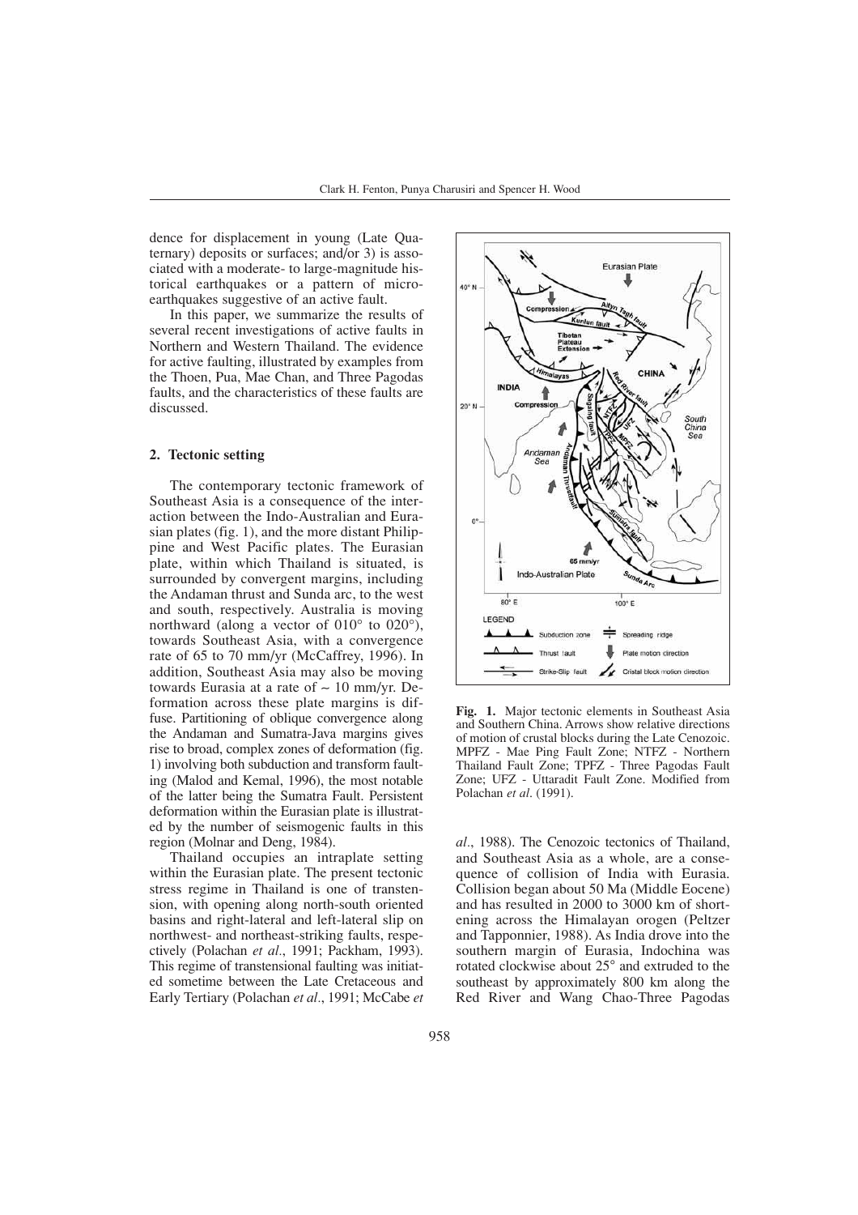dence for displacement in young (Late Quaternary) deposits or surfaces; and/or 3) is associated with a moderate- to large-magnitude historical earthquakes or a pattern of microearthquakes suggestive of an active fault.

In this paper, we summarize the results of several recent investigations of active faults in Northern and Western Thailand. The evidence for active faulting, illustrated by examples from the Thoen, Pua, Mae Chan, and Three Pagodas faults, and the characteristics of these faults are discussed.

## 2. Tectonic setting

The contemporary tectonic framework of Southeast Asia is a consequence of the interaction between the Indo-Australian and Eurasian plates (fig. 1), and the more distant Philippine and West Pacific plates. The Eurasian plate, within which Thailand is situated, is surrounded by convergent margins, including the Andaman thrust and Sunda arc, to the west and south, respectively. Australia is moving northward (along a vector of 010° to 020°), towards Southeast Asia, with a convergence rate of 65 to 70 mm/yr (McCaffrey, 1996). In addition, Southeast Asia may also be moving towards Eurasia at a rate of ~ 10 mm/yr. Deformation across these plate margins is diffuse. Partitioning of oblique convergence along the Andaman and Sumatra-Java margins gives rise to broad, complex zones of deformation (fig. 1) involving both subduction and transform faulting (Malod and Kemal, 1996), the most notable of the latter being the Sumatra Fault. Persistent deformation within the Eurasian plate is illustrated by the number of seismogenic faults in this region (Molnar and Deng, 1984).

Thailand occupies an intraplate setting within the Eurasian plate. The present tectonic stress regime in Thailand is one of transtension, with opening along north-south oriented basins and right-lateral and left-lateral slip on northwest- and northeast-striking faults, respectively (Polachan *et al.*, 1991; Packham, 1993). This regime of transtensional faulting was initiated sometime between the Late Cretaceous and Early Tertiary (Polachan *et al.*, 1991; McCabe *et al.*, 1988). The Cenozoic tectonics of Thailand, and Southeast Asia as a whole, are a consequence of collision of India with Eurasia. Collision began about 50 Ma (Middle Eocene) and has resulted in 2000 to 3000 km of shortening across the Himalayan orogen (Peltzer and Tapponnier, 1988). As India drove into the southern margin of Eurasia, Indochina was rotated clockwise about 25° and extruded to the southeast by approximately 800 km along the Red River and Wang Chao-Three Pagodas

**Fig. 1.** Major tectonic elements in Southeast Asia and Southern China. Arrows show relative directions of motion of crustal blocks during the Late Cenozoic. MPFZ - Mae Ping Fault Zone; NTFZ - Northern Thailand Fault Zone; TPFZ - Three Pagodas Fault Zone; UFZ - Uttaradit Fault Zone. Modified from Polachan *et al.* (1991).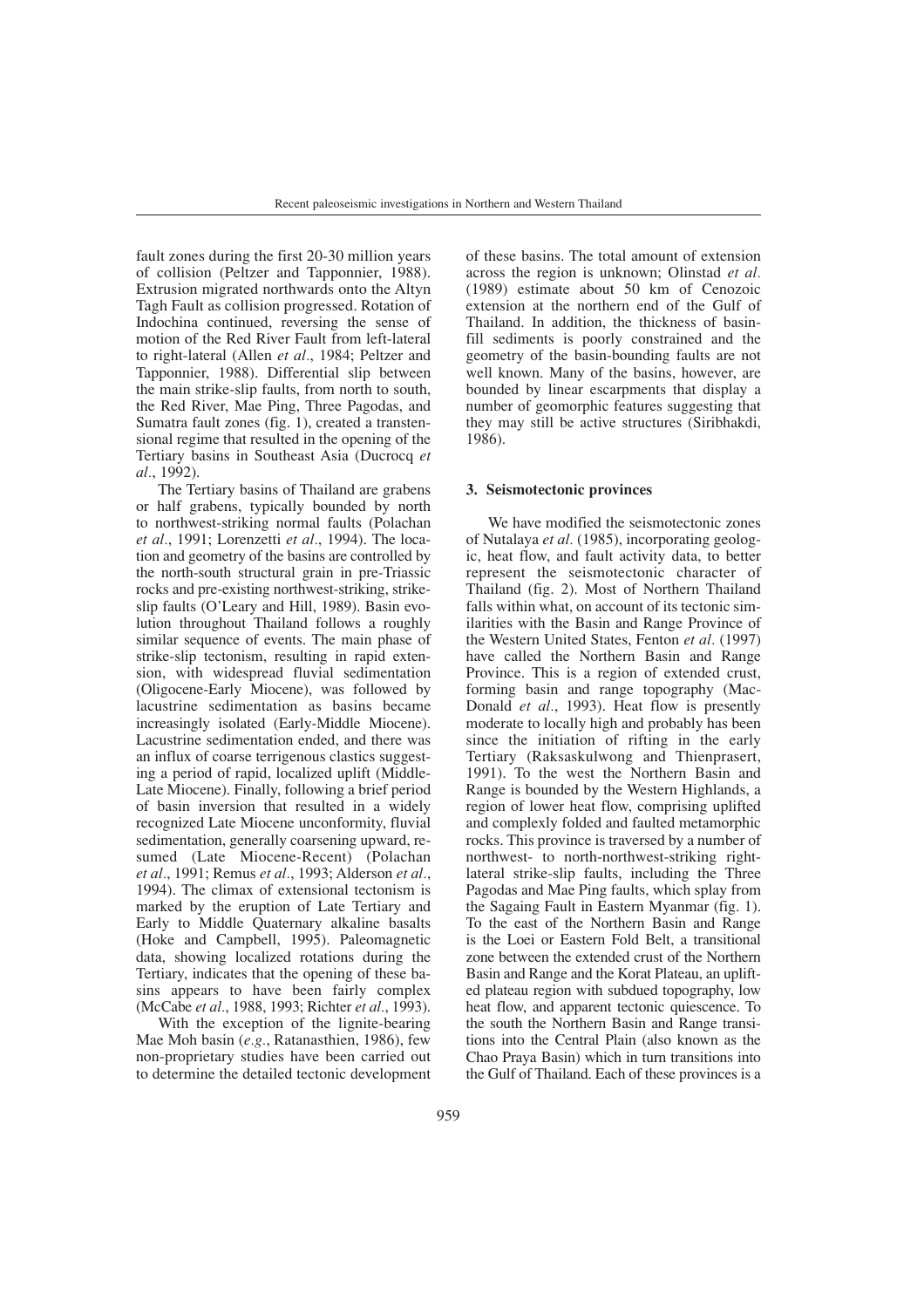fault zones during the first 20-30 million years of collision (Peltzer and Tapponnier, 1988). Extrusion migrated northwards onto the Altyn Tagh Fault as collision progressed. Rotation of Indochina continued, reversing the sense of motion of the Red River Fault from left-lateral to right-lateral (Allen *et al*., 1984; Peltzer and Tapponnier, 1988). Differential slip between the main strike-slip faults, from north to south, the Red River, Mae Ping, Three Pagodas, and Sumatra fault zones (fig. 1), created a transtensional regime that resulted in the opening of the Tertiary basins in Southeast Asia (Ducrocq *et al*., 1992).

The Tertiary basins of Thailand are grabens or half grabens, typically bounded by north to northwest-striking normal faults (Polachan *et al*., 1991; Lorenzetti *et al*., 1994). The location and geometry of the basins are controlled by the north-south structural grain in pre-Triassic rocks and pre-existing northwest-striking, strike-slip faults (O'Leary and Hill, 1989). Basin evolution throughout Thailand follows a roughly similar sequence of events. The main phase of strike-slip tectonism, resulting in rapid extension, with widespread fluvial sedimentation (Oligocene-Early Miocene), was followed by lacustrine sedimentation as basins became increasingly isolated (Early-Middle Miocene). Lacustrine sedimentation ended, and there was an influx of coarse terrigenous clastics suggesting a period of rapid, localized uplift (Middle-Late Miocene). Finally, following a brief period of basin inversion that resulted in a widely recognized Late Miocene unconformity, fluvial sedimentation, generally coarsening upward, resumed (Late Miocene-Recent) (Polachan *et al*., 1991; Remus *et al*., 1993; Alderson *et al*., 1994). The climax of extensional tectonism is marked by the eruption of Late Tertiary and Early to Middle Quaternary alkaline basalts (Hoke and Campbell, 1995). Paleomagnetic data, showing localized rotations during the Tertiary, indicates that the opening of these basins appears to have been fairly complex (McCabe *et al*., 1988, 1993; Richter *et al*., 1993).

With the exception of the lignite-bearing Mae Moh basin (*e.g*., Ratanasthien, 1986), few non-proprietary studies have been carried out to determine the detailed tectonic development of these basins. The total amount of extension across the region is unknown; Olinstad *et al.* (1989) estimate about 50 km of Cenozoic extension at the northern end of the Gulf of Thailand. In addition, the thickness of basin-fill sediments is poorly constrained and the geometry of the basin-bounding faults are not well known. Many of the basins, however, are bounded by linear escarpments that display a number of geomorphic features suggesting that they may still be active structures (Siribhakdi, 1986).

## 3. Seismotectonic provinces

We have modified the seismotectonic zones of Nutalaya *et al.* (1985), incorporating geologic, heat flow, and fault activity data, to better represent the seismotectonic character of Thailand (fig. 2). Most of Northern Thailand falls within what, on account of its tectonic similarities with the Basin and Range Province of the Western United States, Fenton *et al.* (1997) have called the Northern Basin and Range Province. This is a region of extended crust, forming basin and range topography (MacDonald *et al*., 1993). Heat flow is presently moderate to locally high and probably has been since the initiation of rifting in the early Tertiary (Raksaskulwong and Thienprasert, 1991). To the west the Northern Basin and Range is bounded by the Western Highlands, a region of lower heat flow, comprising uplifted and complexly folded and faulted metamorphic rocks. This province is traversed by a number of northwest- to north-northwest-striking right-lateral strike-slip faults, including the Three Pagodas and Mae Ping faults, which splay from the Sagaing Fault in Eastern Myanmar (fig. 1). To the east of the Northern Basin and Range is the Loei or Eastern Fold Belt, a transitional zone between the extended crust of the Northern Basin and Range and the Korat Plateau, an uplifted plateau region with subdued topography, low heat flow, and apparent tectonic quiescence. To the south the Northern Basin and Range transitions into the Central Plain (also known as the Chao Praya Basin) which in turn transitions into the Gulf of Thailand. Each of these provinces is a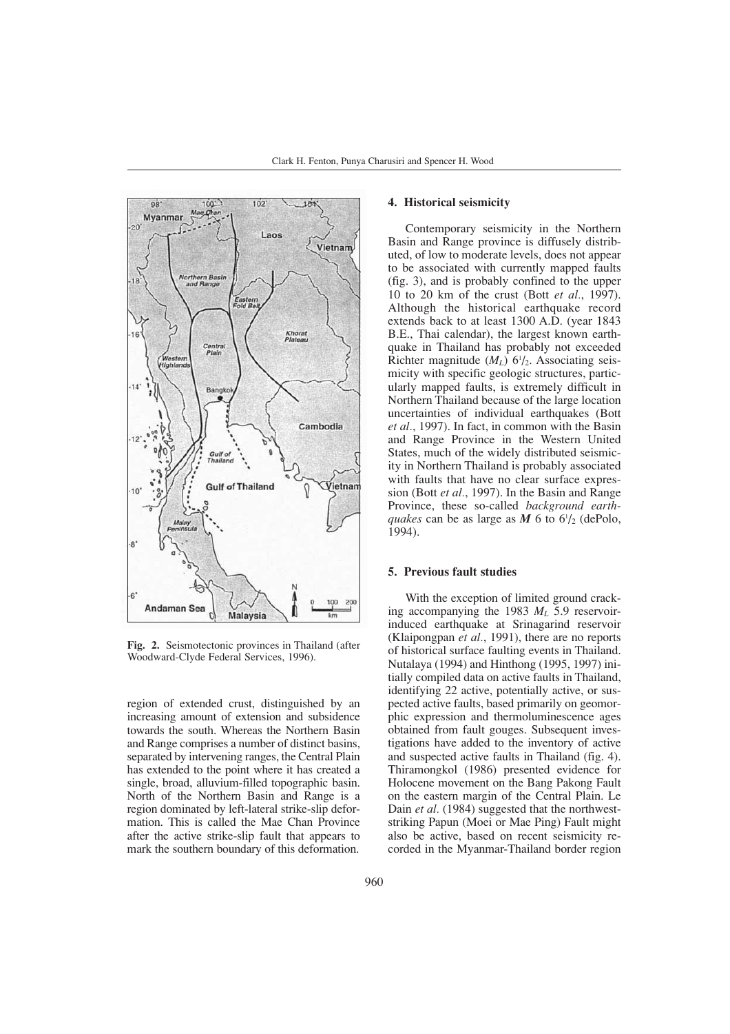**Fig. 2.** Seismotectonic provinces in Thailand (after Woodward-Clyde Federal Services, 1996).

region of extended crust, distinguished by an increasing amount of extension and subsidence towards the south. Whereas the Northern Basin and Range comprises a number of distinct basins, separated by intervening ranges, the Central Plain has extended to the point where it has created a single, broad, alluvium-filled topographic basin. North of the Northern Basin and Range is a region dominated by left-lateral strike-slip deformation. This is called the Mae Chan Province after the active strike-slip fault that appears to mark the southern boundary of this deformation.

## 4. Historical seismicity

Contemporary seismicity in the Northern Basin and Range province is diffusely distributed, of low to moderate levels, does not appear to be associated with currently mapped faults (fig. 3), and is probably confined to the upper 10 to 20 km of the crust (Bott *et al*., 1997). Although the historical earthquake record extends back to at least 1300 A.D. (year 1843 B.E., Thai calendar), the largest known earthquake in Thailand has probably not exceeded Richter magnitude ($M_L$) $6^1/_2$. Associating seismicity with specific geologic structures, particularly mapped faults, is extremely difficult in Northern Thailand because of the large location uncertainties of individual earthquakes (Bott *et al*., 1997). In fact, in common with the Basin and Range Province in the Western United States, much of the widely distributed seismicity in Northern Thailand is probably associated with faults that have no clear surface expression (Bott *et al*., 1997). In the Basin and Range Province, these so-called *background earthquakes* can be as large as $\boldsymbol{M}$ 6 to $6^1/_2$ (dePolo, 1994).

## 5. Previous fault studies

With the exception of limited ground cracking accompanying the 1983 $M_L$ 5.9 reservoir-induced earthquake at Srinagarind reservoir (Klaipongpan *et al*., 1991), there are no reports of historical surface faulting events in Thailand. Nutalaya (1994) and Hinthong (1995, 1997) initially compiled data on active faults in Thailand, identifying 22 active, potentially active, or suspected active faults, based primarily on geomorphic expression and thermoluminescence ages obtained from fault gouges. Subsequent investigations have added to the inventory of active and suspected active faults in Thailand (fig. 4). Thiramongkol (1986) presented evidence for Holocene movement on the Bang Pakong Fault on the eastern margin of the Central Plain. Le Dain *et al.* (1984) suggested that the northwest-striking Papun (Moei or Mae Ping) Fault might also be active, based on recent seismicity recorded in the Myanmar-Thailand border region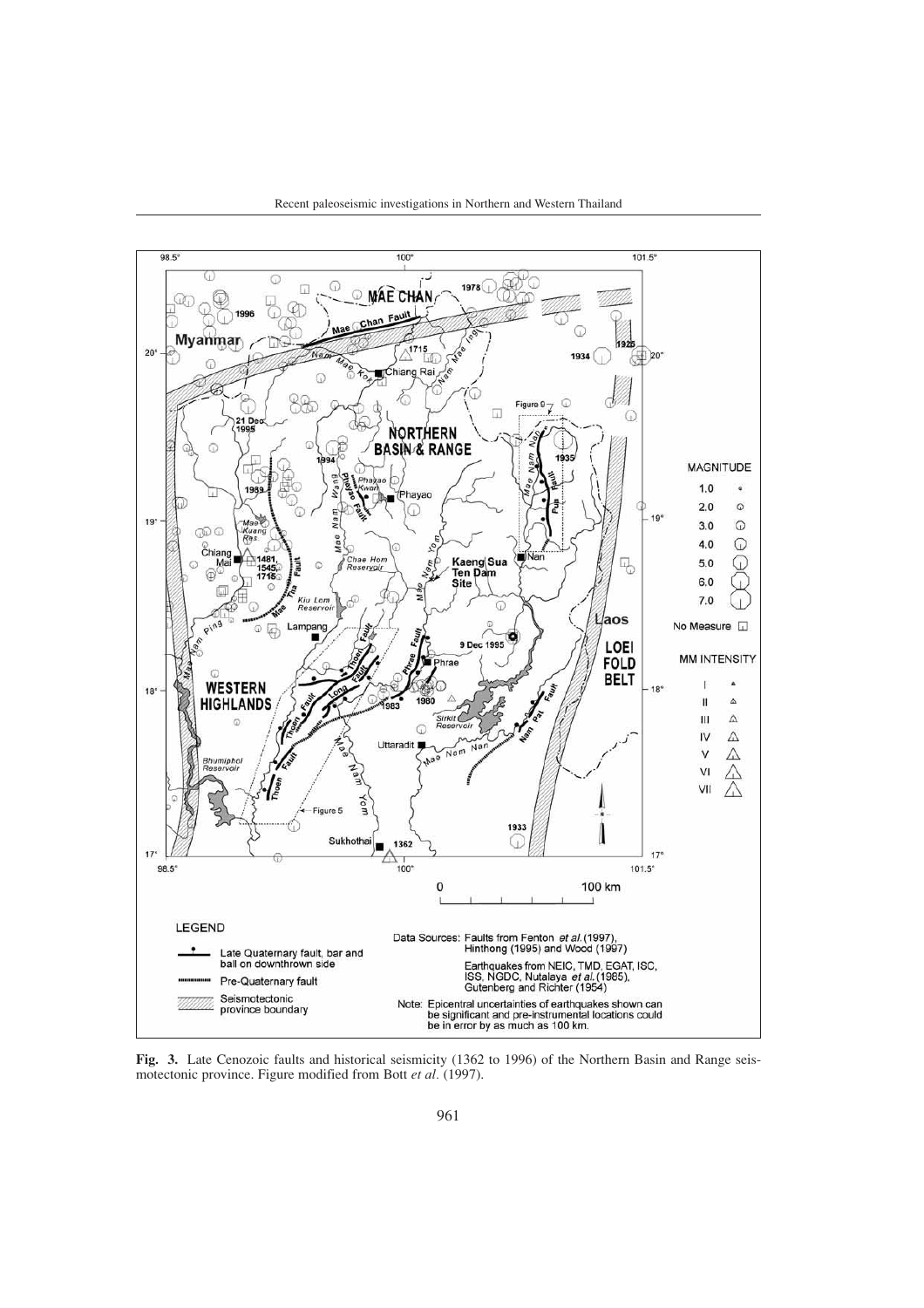**Fig. 3.** Late Cenozoic faults and historical seismicity (1362 to 1996) of the Northern Basin and Range seismotectonic province. Figure modified from Bott *et al*. (1997).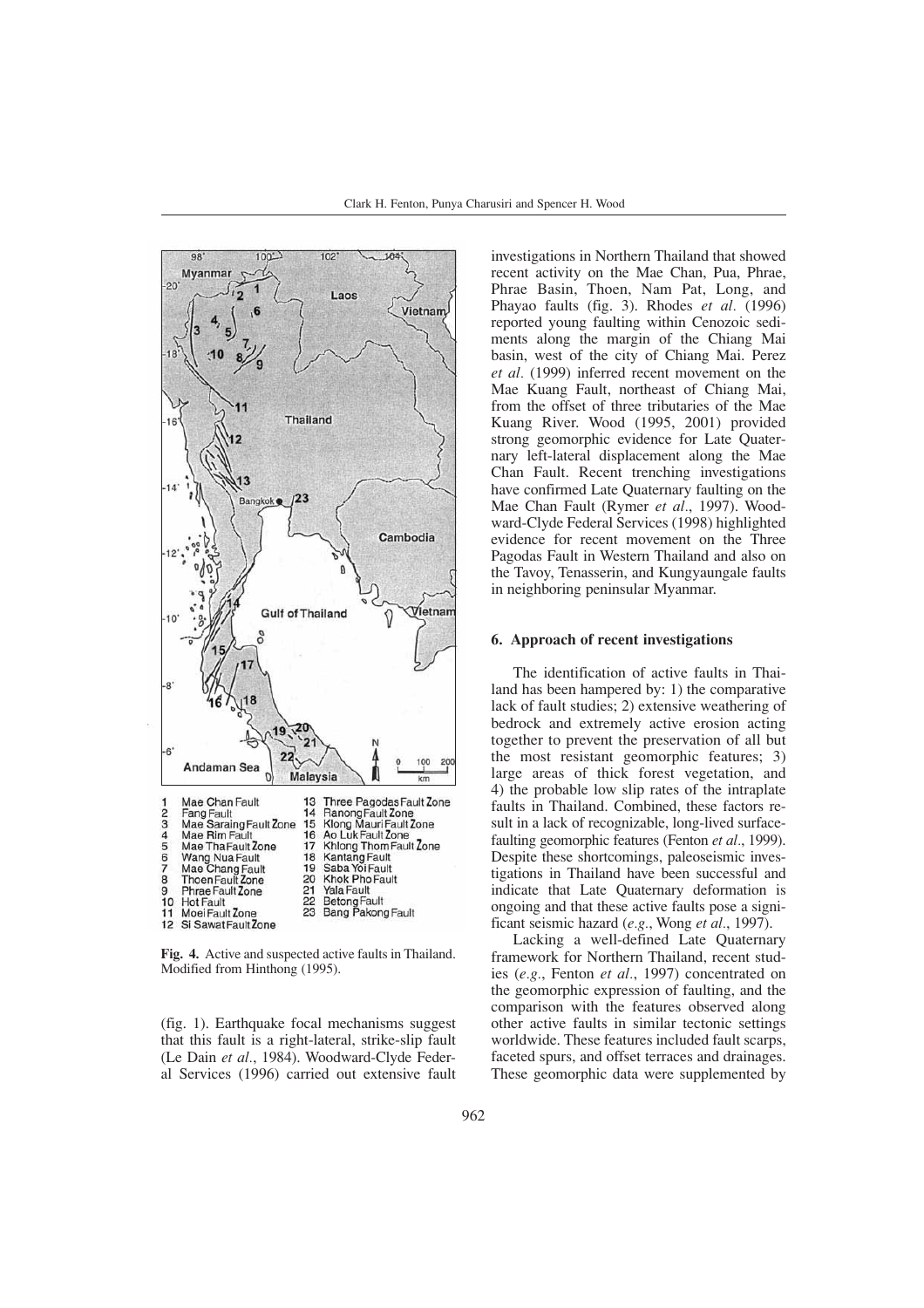1 Mae Chan Fault
2 Fang Fault
3 Mae Saraing Fault Zone
4 Mae Rim Fault
5 Mae Tha Fault Zone
6 Wang Nua Fault
7 Mae Chang Fault
8 Thoen Fault Zone
9 Phrae Fault Zone
10 Hot Fault
11 Moei Fault Zone
12 Si Sawat Fault Zone
13 Three Pagodas Fault Zone
14 Ranong Fault Zone
15 Klong Mauri Fault Zone
16 Ao Luk Fault Zone
17 Khlong Thom Fault Zone
18 Kantang Fault
19 Saba Yoi Fault
20 Khok Pho Fault
21 Yala Fault
22 Betong Fault
23 Bang Pakong Fault

**Fig. 4.** Active and suspected active faults in Thailand. Modified from Hinthong (1995).

(fig. 1). Earthquake focal mechanisms suggest that this fault is a right-lateral, strike-slip fault (Le Dain *et al*., 1984). Woodward-Clyde Federal Services (1996) carried out extensive fault investigations in Northern Thailand that showed recent activity on the Mae Chan, Pua, Phrae, Phrae Basin, Thoen, Nam Pat, Long, and Phayao faults (fig. 3). Rhodes *et al*. (1996) reported young faulting within Cenozoic sediments along the margin of the Chiang Mai basin, west of the city of Chiang Mai. Perez *et al*. (1999) inferred recent movement on the Mae Kuang Fault, northeast of Chiang Mai, from the offset of three tributaries of the Mae Kuang River. Wood (1995, 2001) provided strong geomorphic evidence for Late Quaternary left-lateral displacement along the Mae Chan Fault. Recent trenching investigations have confirmed Late Quaternary faulting on the Mae Chan Fault (Rymer *et al*., 1997). Woodward-Clyde Federal Services (1998) highlighted evidence for recent movement on the Three Pagodas Fault in Western Thailand and also on the Tavoy, Tenasserin, and Kungyaungale faults in neighboring peninsular Myanmar.

## 6. Approach of recent investigations

The identification of active faults in Thailand has been hampered by: 1) the comparative lack of fault studies; 2) extensive weathering of bedrock and extremely active erosion acting together to prevent the preservation of all but the most resistant geomorphic features; 3) large areas of thick forest vegetation, and 4) the probable low slip rates of the intraplate faults in Thailand. Combined, these factors result in a lack of recognizable, long-lived surface-faulting geomorphic features (Fenton *et al*., 1999). Despite these shortcomings, paleoseismic investigations in Thailand have been successful and indicate that Late Quaternary deformation is ongoing and that these active faults pose a significant seismic hazard (*e.g.*, Wong *et al*., 1997).

Lacking a well-defined Late Quaternary framework for Northern Thailand, recent studies (*e.g.*, Fenton *et al*., 1997) concentrated on the geomorphic expression of faulting, and the comparison with the features observed along other active faults in similar tectonic settings worldwide. These features included fault scarps, faceted spurs, and offset terraces and drainages. These geomorphic data were supplemented by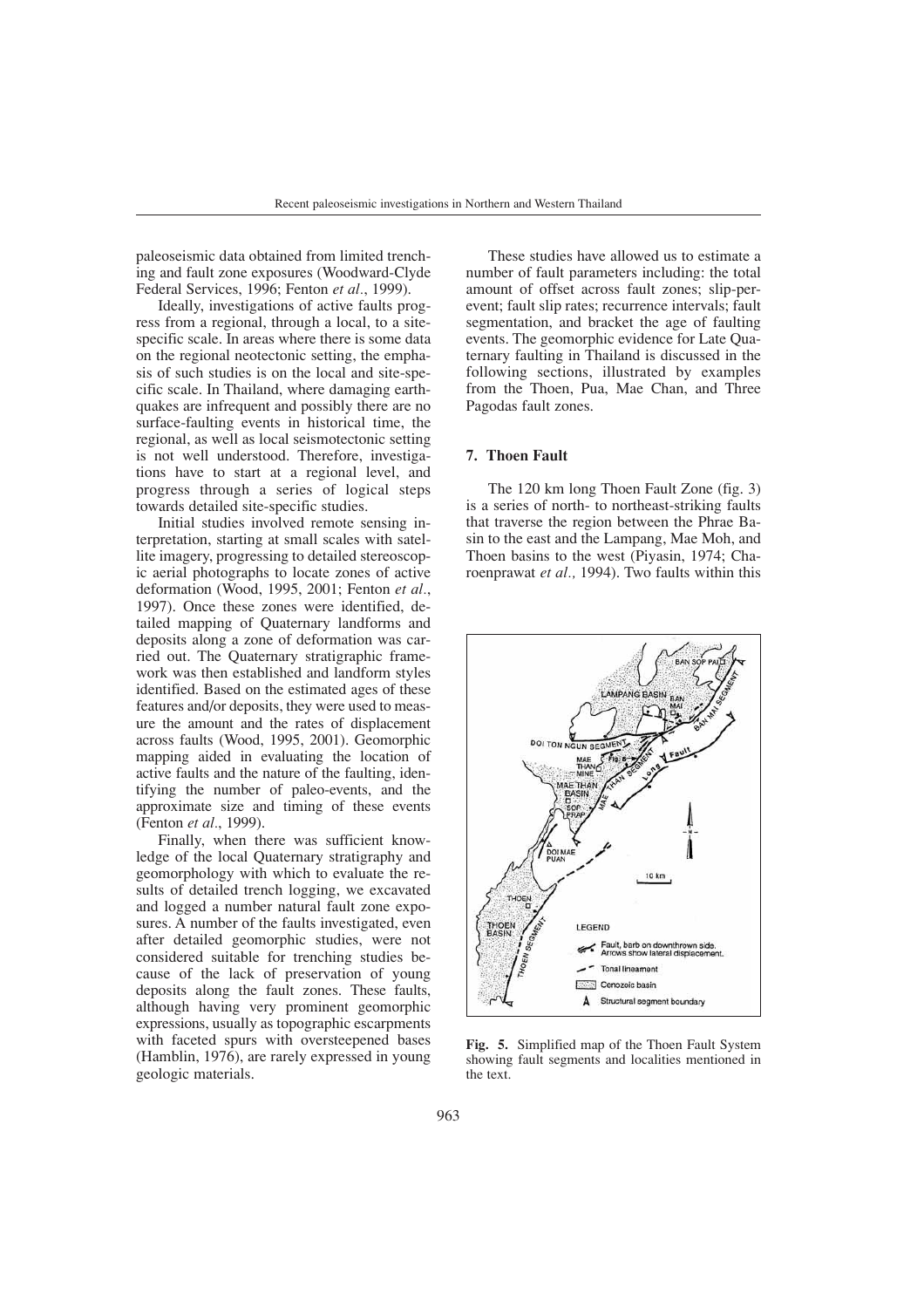paleoseismic data obtained from limited trenching and fault zone exposures (Woodward-Clyde Federal Services, 1996; Fenton *et al*., 1999).

Ideally, investigations of active faults progress from a regional, through a local, to a site-specific scale. In areas where there is some data on the regional neotectonic setting, the emphasis of such studies is on the local and site-specific scale. In Thailand, where damaging earthquakes are infrequent and possibly there are no surface-faulting events in historical time, the regional, as well as local seismotectonic setting is not well understood. Therefore, investigations have to start at a regional level, and progress through a series of logical steps towards detailed site-specific studies.

Initial studies involved remote sensing interpretation, starting at small scales with satellite imagery, progressing to detailed stereoscopic aerial photographs to locate zones of active deformation (Wood, 1995, 2001; Fenton *et al*., 1997). Once these zones were identified, detailed mapping of Quaternary landforms and deposits along a zone of deformation was carried out. The Quaternary stratigraphic framework was then established and landform styles identified. Based on the estimated ages of these features and/or deposits, they were used to measure the amount and the rates of displacement across faults (Wood, 1995, 2001). Geomorphic mapping aided in evaluating the location of active faults and the nature of the faulting, identifying the number of paleo-events, and the approximate size and timing of these events (Fenton *et al*., 1999).

Finally, when there was sufficient knowledge of the local Quaternary stratigraphy and geomorphology with which to evaluate the results of detailed trench logging, we excavated and logged a number natural fault zone exposures. A number of the faults investigated, even after detailed geomorphic studies, were not considered suitable for trenching studies because of the lack of preservation of young deposits along the fault zones. These faults, although having very prominent geomorphic expressions, usually as topographic escarpments with faceted spurs with oversteepened bases (Hamblin, 1976), are rarely expressed in young geologic materials.

These studies have allowed us to estimate a number of fault parameters including: the total amount of offset across fault zones; slip-per-event; fault slip rates; recurrence intervals; fault segmentation, and bracket the age of faulting events. The geomorphic evidence for Late Quaternary faulting in Thailand is discussed in the following sections, illustrated by examples from the Thoen, Pua, Mae Chan, and Three Pagodas fault zones.

## 7. Thoen Fault

The 120 km long Thoen Fault Zone (fig. 3) is a series of north- to northeast-striking faults that traverse the region between the Phrae Basin to the east and the Lampang, Mae Moh, and Thoen basins to the west (Piyasin, 1974; Charoenprawat *et al.,* 1994). Two faults within this

**Fig. 5.** Simplified map of the Thoen Fault System showing fault segments and localities mentioned in the text.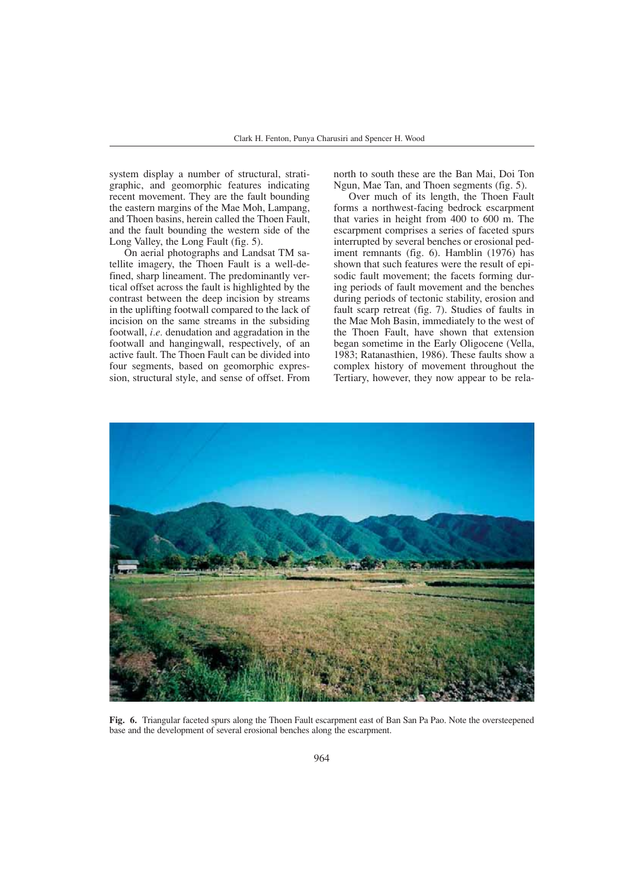system display a number of structural, stratigraphic, and geomorphic features indicating recent movement. They are the fault bounding the eastern margins of the Mae Moh, Lampang, and Thoen basins, herein called the Thoen Fault, and the fault bounding the western side of the Long Valley, the Long Fault (fig. 5).

On aerial photographs and Landsat TM satellite imagery, the Thoen Fault is a well-defined, sharp lineament. The predominantly vertical offset across the fault is highlighted by the contrast between the deep incision by streams in the uplifting footwall compared to the lack of incision on the same streams in the subsiding footwall, *i.e.* denudation and aggradation in the footwall and hangingwall, respectively, of an active fault. The Thoen Fault can be divided into four segments, based on geomorphic expression, structural style, and sense of offset. From north to south these are the Ban Mai, Doi Ton Ngun, Mae Tan, and Thoen segments (fig. 5).

Over much of its length, the Thoen Fault forms a northwest-facing bedrock escarpment that varies in height from 400 to 600 m. The escarpment comprises a series of faceted spurs interrupted by several benches or erosional pediment remnants (fig. 6). Hamblin (1976) has shown that such features were the result of episodic fault movement; the facets forming during periods of fault movement and the benches during periods of tectonic stability, erosion and fault scarp retreat (fig. 7). Studies of faults in the Mae Moh Basin, immediately to the west of the Thoen Fault, have shown that extension began sometime in the Early Oligocene (Vella, 1983; Ratanasthien, 1986). These faults show a complex history of movement throughout the Tertiary, however, they now appear to be rela-

**Fig. 6.** Triangular faceted spurs along the Thoen Fault escarpment east of Ban San Pa Pao. Note the oversteepened base and the development of several erosional benches along the escarpment.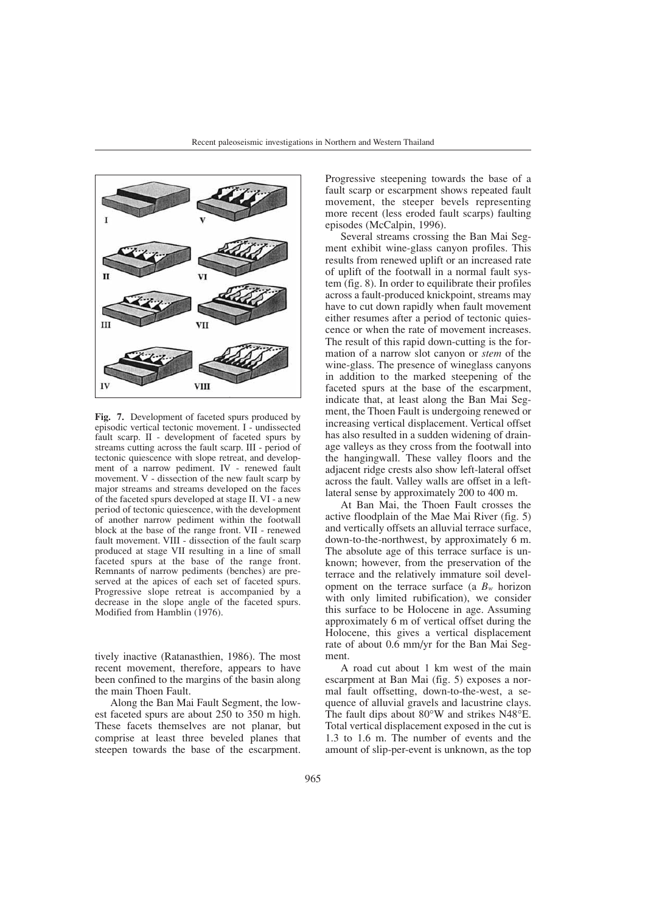**Fig. 7.** Development of faceted spurs produced by episodic vertical tectonic movement. I - undissected fault scarp. II - development of faceted spurs by streams cutting across the fault scarp. III - period of tectonic quiescence with slope retreat, and development of a narrow pediment. IV - renewed fault movement. V - dissection of the new fault scarp by major streams and streams developed on the faces of the faceted spurs developed at stage II. VI - a new period of tectonic quiescence, with the development of another narrow pediment within the footwall block at the base of the range front. VII - renewed fault movement. VIII - dissection of the fault scarp produced at stage VII resulting in a line of small faceted spurs at the base of the range front. Remnants of narrow pediments (benches) are preserved at the apices of each set of faceted spurs. Progressive slope retreat is accompanied by a decrease in the slope angle of the faceted spurs. Modified from Hamblin (1976).

tively inactive (Ratanasthien, 1986). The most recent movement, therefore, appears to have been confined to the margins of the basin along the main Thoen Fault.

Along the Ban Mai Fault Segment, the lowest faceted spurs are about 250 to 350 m high. These facets themselves are not planar, but comprise at least three beveled planes that steepen towards the base of the escarpment. Progressive steepening towards the base of a fault scarp or escarpment shows repeated fault movement, the steeper bevels representing more recent (less eroded fault scarps) faulting episodes (McCalpin, 1996).

Several streams crossing the Ban Mai Segment exhibit wine-glass canyon profiles. This results from renewed uplift or an increased rate of uplift of the footwall in a normal fault system (fig. 8). In order to equilibrate their profiles across a fault-produced knickpoint, streams may have to cut down rapidly when fault movement either resumes after a period of tectonic quiescence or when the rate of movement increases. The result of this rapid down-cutting is the formation of a narrow slot canyon or *stem* of the wine-glass. The presence of wineglass canyons in addition to the marked steepening of the faceted spurs at the base of the escarpment, indicate that, at least along the Ban Mai Segment, the Thoen Fault is undergoing renewed or increasing vertical displacement. Vertical offset has also resulted in a sudden widening of drainage valleys as they cross from the footwall into the hangingwall. These valley floors and the adjacent ridge crests also show left-lateral offset across the fault. Valley walls are offset in a left-lateral sense by approximately 200 to 400 m.

At Ban Mai, the Thoen Fault crosses the active floodplain of the Mae Mai River (fig. 5) and vertically offsets an alluvial terrace surface, down-to-the-northwest, by approximately 6 m. The absolute age of this terrace surface is unknown; however, from the preservation of the terrace and the relatively immature soil development on the terrace surface (a $B_w$ horizon with only limited rubification), we consider this surface to be Holocene in age. Assuming approximately 6 m of vertical offset during the Holocene, this gives a vertical displacement rate of about 0.6 mm/yr for the Ban Mai Segment.

A road cut about 1 km west of the main escarpment at Ban Mai (fig. 5) exposes a normal fault offsetting, down-to-the-west, a sequence of alluvial gravels and lacustrine clays. The fault dips about 80°W and strikes N48°E. Total vertical displacement exposed in the cut is 1.3 to 1.6 m. The number of events and the amount of slip-per-event is unknown, as the top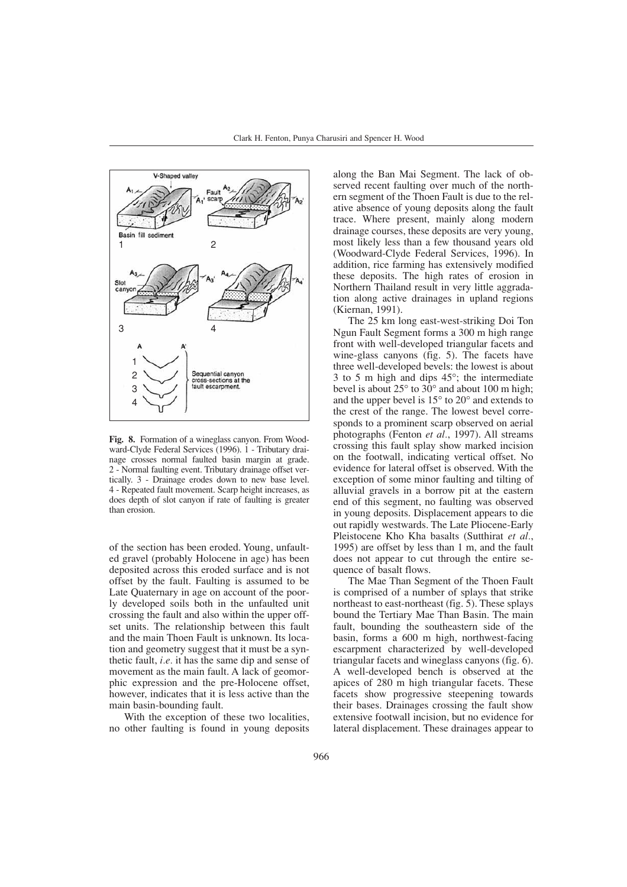**Fig. 8.** Formation of a wineglass canyon. From Woodward-Clyde Federal Services (1996). 1 - Tributary drainage crosses normal faulted basin margin at grade. 2 - Normal faulting event. Tributary drainage offset vertically. 3 - Drainage erodes down to new base level. 4 - Repeated fault movement. Scarp height increases, as does depth of slot canyon if rate of faulting is greater than erosion.

of the section has been eroded. Young, unfaulted gravel (probably Holocene in age) has been deposited across this eroded surface and is not offset by the fault. Faulting is assumed to be Late Quaternary in age on account of the poorly developed soils both in the unfaulted unit crossing the fault and also within the upper offset units. The relationship between this fault and the main Thoen Fault is unknown. Its location and geometry suggest that it must be a synthetic fault, *i.e.* it has the same dip and sense of movement as the main fault. A lack of geomorphic expression and the pre-Holocene offset, however, indicates that it is less active than the main basin-bounding fault.

With the exception of these two localities, no other faulting is found in young deposits along the Ban Mai Segment. The lack of observed recent faulting over much of the northern segment of the Thoen Fault is due to the relative absence of young deposits along the fault trace. Where present, mainly along modern drainage courses, these deposits are very young, most likely less than a few thousand years old (Woodward-Clyde Federal Services, 1996). In addition, rice farming has extensively modified these deposits. The high rates of erosion in Northern Thailand result in very little aggradation along active drainages in upland regions (Kiernan, 1991).

The 25 km long east-west-striking Doi Ton Ngun Fault Segment forms a 300 m high range front with well-developed triangular facets and wine-glass canyons (fig. 5). The facets have three well-developed bevels: the lowest is about 3 to 5 m high and dips 45°; the intermediate bevel is about 25° to 30° and about 100 m high; and the upper bevel is 15° to 20° and extends to the crest of the range. The lowest bevel corresponds to a prominent scarp observed on aerial photographs (Fenton *et al.*, 1997). All streams crossing this fault splay show marked incision on the footwall, indicating vertical offset. No evidence for lateral offset is observed. With the exception of some minor faulting and tilting of alluvial gravels in a borrow pit at the eastern end of this segment, no faulting was observed in young deposits. Displacement appears to die out rapidly westwards. The Late Pliocene-Early Pleistocene Kho Kha basalts (Sutthirat *et al.*, 1995) are offset by less than 1 m, and the fault does not appear to cut through the entire sequence of basalt flows.

The Mae Than Segment of the Thoen Fault is comprised of a number of splays that strike northeast to east-northeast (fig. 5). These splays bound the Tertiary Mae Than Basin. The main fault, bounding the southeastern side of the basin, forms a 600 m high, northwest-facing escarpment characterized by well-developed triangular facets and wineglass canyons (fig. 6). A well-developed bench is observed at the apices of 280 m high triangular facets. These facets show progressive steepening towards their bases. Drainages crossing the fault show extensive footwall incision, but no evidence for lateral displacement. These drainages appear to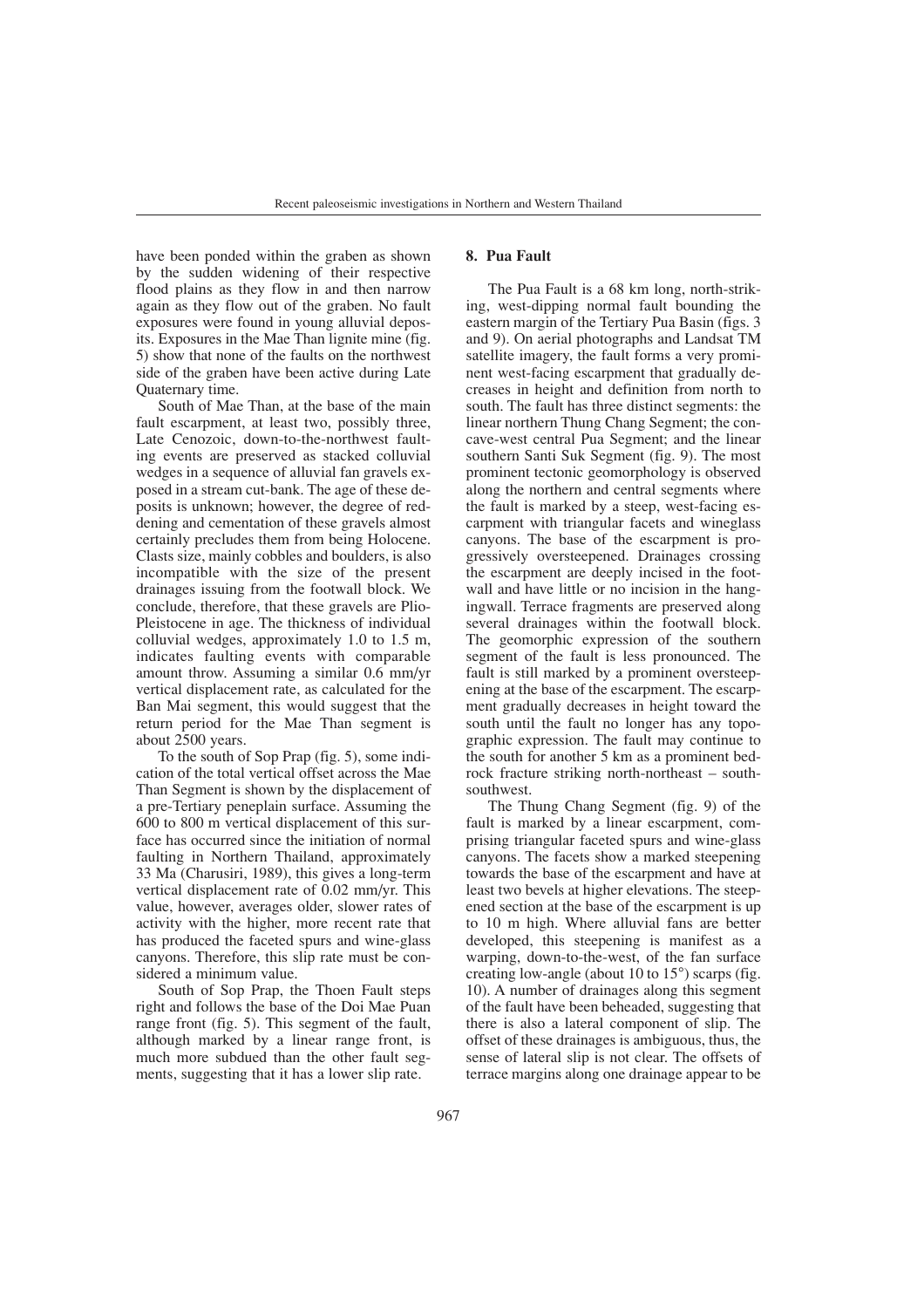have been ponded within the graben as shown by the sudden widening of their respective flood plains as they flow in and then narrow again as they flow out of the graben. No fault exposures were found in young alluvial deposits. Exposures in the Mae Than lignite mine (fig. 5) show that none of the faults on the northwest side of the graben have been active during Late Quaternary time.

South of Mae Than, at the base of the main fault escarpment, at least two, possibly three, Late Cenozoic, down-to-the-northwest faulting events are preserved as stacked colluvial wedges in a sequence of alluvial fan gravels exposed in a stream cut-bank. The age of these deposits is unknown; however, the degree of reddening and cementation of these gravels almost certainly precludes them from being Holocene. Clasts size, mainly cobbles and boulders, is also incompatible with the size of the present drainages issuing from the footwall block. We conclude, therefore, that these gravels are Plio-Pleistocene in age. The thickness of individual colluvial wedges, approximately 1.0 to 1.5 m, indicates faulting events with comparable amount throw. Assuming a similar 0.6 mm/yr vertical displacement rate, as calculated for the Ban Mai segment, this would suggest that the return period for the Mae Than segment is about 2500 years.

To the south of Sop Prap (fig. 5), some indication of the total vertical offset across the Mae Than Segment is shown by the displacement of a pre-Tertiary peneplain surface. Assuming the 600 to 800 m vertical displacement of this surface has occurred since the initiation of normal faulting in Northern Thailand, approximately 33 Ma (Charusiri, 1989), this gives a long-term vertical displacement rate of 0.02 mm/yr. This value, however, averages older, slower rates of activity with the higher, more recent rate that has produced the faceted spurs and wine-glass canyons. Therefore, this slip rate must be considered a minimum value.

South of Sop Prap, the Thoen Fault steps right and follows the base of the Doi Mae Puan range front (fig. 5). This segment of the fault, although marked by a linear range front, is much more subdued than the other fault segments, suggesting that it has a lower slip rate.

## 8. Pua Fault

The Pua Fault is a 68 km long, north-striking, west-dipping normal fault bounding the eastern margin of the Tertiary Pua Basin (figs. 3 and 9). On aerial photographs and Landsat TM satellite imagery, the fault forms a very prominent west-facing escarpment that gradually decreases in height and definition from north to south. The fault has three distinct segments: the linear northern Thung Chang Segment; the concave-west central Pua Segment; and the linear southern Santi Suk Segment (fig. 9). The most prominent tectonic geomorphology is observed along the northern and central segments where the fault is marked by a steep, west-facing escarpment with triangular facets and wineglass canyons. The base of the escarpment is progressively oversteepened. Drainages crossing the escarpment are deeply incised in the footwall and have little or no incision in the hangingwall. Terrace fragments are preserved along several drainages within the footwall block. The geomorphic expression of the southern segment of the fault is less pronounced. The fault is still marked by a prominent oversteepening at the base of the escarpment. The escarpment gradually decreases in height toward the south until the fault no longer has any topographic expression. The fault may continue to the south for another 5 km as a prominent bedrock fracture striking north-northeast – south-southwest.

The Thung Chang Segment (fig. 9) of the fault is marked by a linear escarpment, comprising triangular faceted spurs and wine-glass canyons. The facets show a marked steepening towards the base of the escarpment and have at least two bevels at higher elevations. The steepened section at the base of the escarpment is up to 10 m high. Where alluvial fans are better developed, this steepening is manifest as a warping, down-to-the-west, of the fan surface creating low-angle (about 10 to 15°) scarps (fig. 10). A number of drainages along this segment of the fault have been beheaded, suggesting that there is also a lateral component of slip. The offset of these drainages is ambiguous, thus, the sense of lateral slip is not clear. The offsets of terrace margins along one drainage appear to be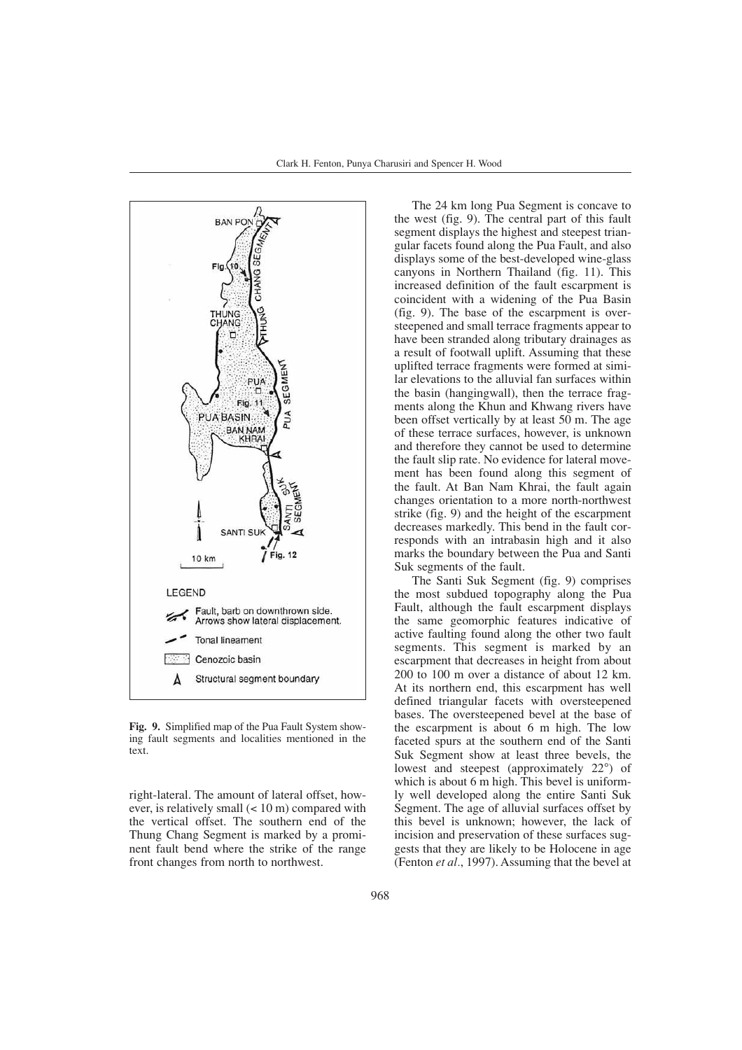Fig. 9. Simplified map of the Pua Fault System showing fault segments and localities mentioned in the text.

right-lateral. The amount of lateral offset, however, is relatively small (< 10 m) compared with the vertical offset. The southern end of the Thung Chang Segment is marked by a prominent fault bend where the strike of the range front changes from north to northwest.

The 24 km long Pua Segment is concave to the west (fig. 9). The central part of this fault segment displays the highest and steepest triangular facets found along the Pua Fault, and also displays some of the best-developed wine-glass canyons in Northern Thailand (fig. 11). This increased definition of the fault escarpment is coincident with a widening of the Pua Basin (fig. 9). The base of the escarpment is oversteepened and small terrace fragments appear to have been stranded along tributary drainages as a result of footwall uplift. Assuming that these uplifted terrace fragments were formed at similar elevations to the alluvial fan surfaces within the basin (hangingwall), then the terrace fragments along the Khun and Khwang rivers have been offset vertically by at least 50 m. The age of these terrace surfaces, however, is unknown and therefore they cannot be used to determine the fault slip rate. No evidence for lateral movement has been found along this segment of the fault. At Ban Nam Khrai, the fault again changes orientation to a more north-northwest strike (fig. 9) and the height of the escarpment decreases markedly. This bend in the fault corresponds with an intrabasin high and it also marks the boundary between the Pua and Santi Suk segments of the fault.

The Santi Suk Segment (fig. 9) comprises the most subdued topography along the Pua Fault, although the fault escarpment displays the same geomorphic features indicative of active faulting found along the other two fault segments. This segment is marked by an escarpment that decreases in height from about 200 to 100 m over a distance of about 12 km. At its northern end, this escarpment has well defined triangular facets with oversteepened bases. The oversteepened bevel at the base of the escarpment is about 6 m high. The low faceted spurs at the southern end of the Santi Suk Segment show at least three bevels, the lowest and steepest (approximately 22°) of which is about 6 m high. This bevel is uniformly well developed along the entire Santi Suk Segment. The age of alluvial surfaces offset by this bevel is unknown; however, the lack of incision and preservation of these surfaces suggests that they are likely to be Holocene in age (Fenton *et al*., 1997). Assuming that the bevel at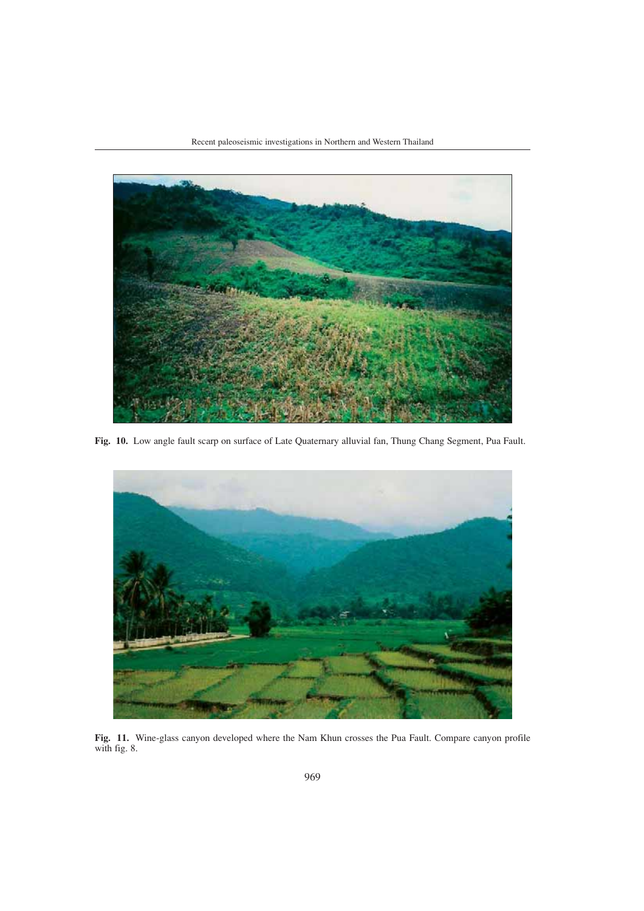**Fig. 10.** Low angle fault scarp on surface of Late Quaternary alluvial fan, Thung Chang Segment, Pua Fault.

**Fig. 11.** Wine-glass canyon developed where the Nam Khun crosses the Pua Fault. Compare canyon profile with fig. 8.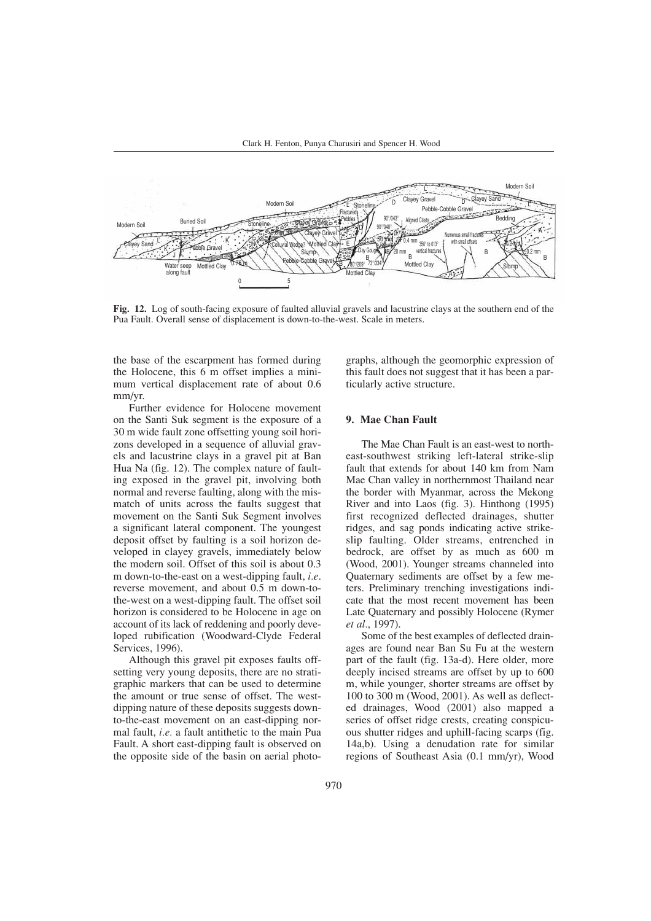**Fig. 12.** Log of south-facing exposure of faulted alluvial gravels and lacustrine clays at the southern end of the Pua Fault. Overall sense of displacement is down-to-the-west. Scale in meters.

the base of the escarpment has formed during the Holocene, this 6 m offset implies a minimum vertical displacement rate of about 0.6 mm/yr.

Further evidence for Holocene movement on the Santi Suk segment is the exposure of a 30 m wide fault zone offsetting young soil horizons developed in a sequence of alluvial gravels and lacustrine clays in a gravel pit at Ban Hua Na (fig. 12). The complex nature of faulting exposed in the gravel pit, involving both normal and reverse faulting, along with the mismatch of units across the faults suggest that movement on the Santi Suk Segment involves a significant lateral component. The youngest deposit offset by faulting is a soil horizon developed in clayey gravels, immediately below the modern soil. Offset of this soil is about 0.3 m down-to-the-east on a west-dipping fault, *i.e*. reverse movement, and about 0.5 m down-to-the-west on a west-dipping fault. The offset soil horizon is considered to be Holocene in age on account of its lack of reddening and poorly developed rubification (Woodward-Clyde Federal Services, 1996).

Although this gravel pit exposes faults offsetting very young deposits, there are no stratigraphic markers that can be used to determine the amount or true sense of offset. The west-dipping nature of these deposits suggests down-to-the-east movement on an east-dipping normal fault, *i.e.* a fault antithetic to the main Pua Fault. A short east-dipping fault is observed on the opposite side of the basin on aerial photographs, although the geomorphic expression of this fault does not suggest that it has been a particularly active structure.

## 9. Mae Chan Fault

The Mae Chan Fault is an east-west to northeast-southwest striking left-lateral strike-slip fault that extends for about 140 km from Nam Mae Chan valley in northernmost Thailand near the border with Myanmar, across the Mekong River and into Laos (fig. 3). Hinthong (1995) first recognized deflected drainages, shutter ridges, and sag ponds indicating active strike-slip faulting. Older streams, entrenched in bedrock, are offset by as much as 600 m (Wood, 2001). Younger streams channeled into Quaternary sediments are offset by a few meters. Preliminary trenching investigations indicate that the most recent movement has been Late Quaternary and possibly Holocene (Rymer *et al*., 1997).

Some of the best examples of deflected drainages are found near Ban Su Fu at the western part of the fault (fig. 13a-d). Here older, more deeply incised streams are offset by up to 600 m, while younger, shorter streams are offset by 100 to 300 m (Wood, 2001). As well as deflected drainages, Wood (2001) also mapped a series of offset ridge crests, creating conspicuous shutter ridges and uphill-facing scarps (fig. 14a,b). Using a denudation rate for similar regions of Southeast Asia (0.1 mm/yr), Wood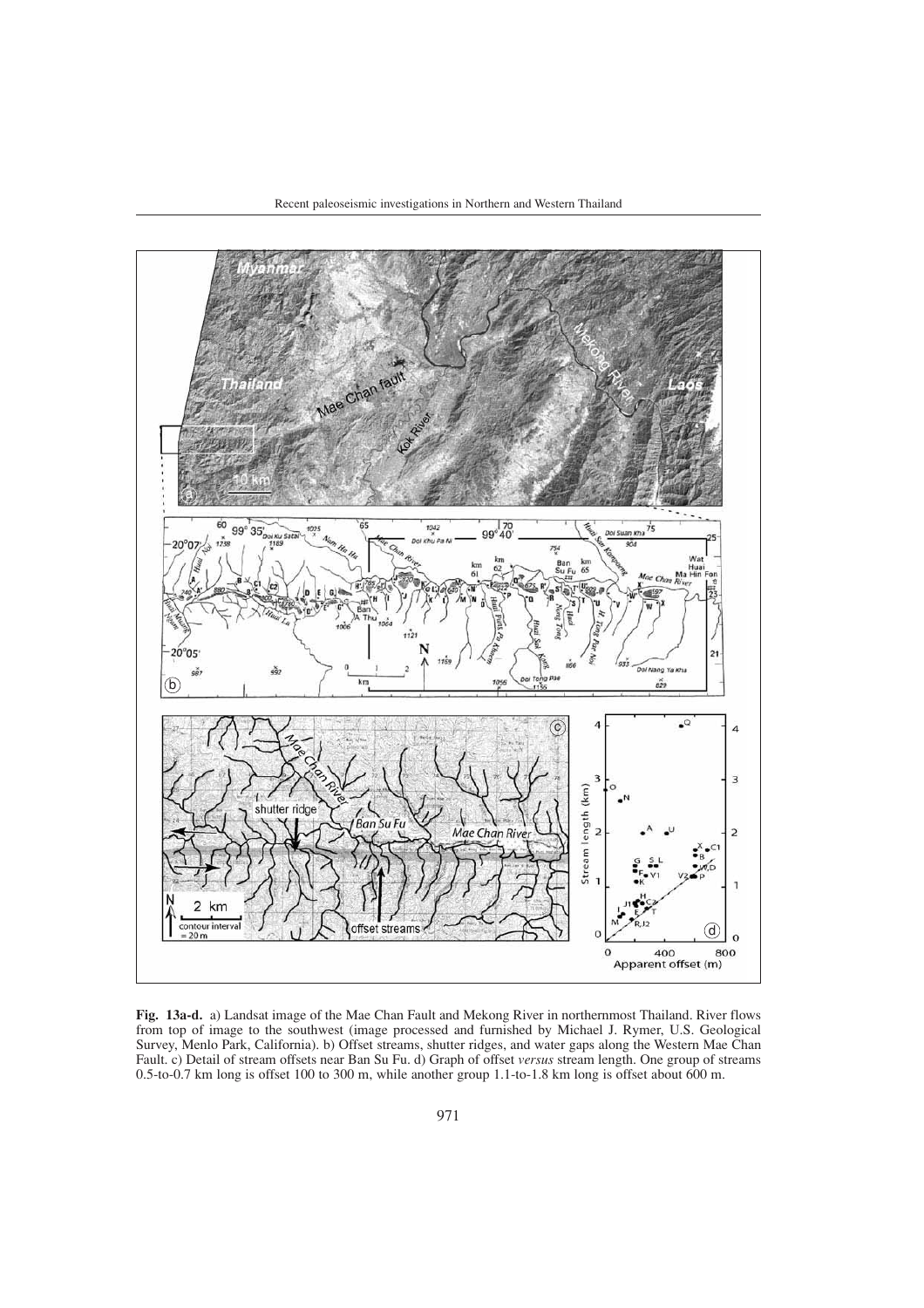**Fig. 13a-d.** a) Landsat image of the Mae Chan Fault and Mekong River in northernmost Thailand. River flows from top of image to the southwest (image processed and furnished by Michael J. Rymer, U.S. Geological Survey, Menlo Park, California). b) Offset streams, shutter ridges, and water gaps along the Western Mae Chan Fault. c) Detail of stream offsets near Ban Su Fu. d) Graph of offset *versus* stream length. One group of streams 0.5-to-0.7 km long is offset 100 to 300 m, while another group 1.1-to-1.8 km long is offset about 600 m.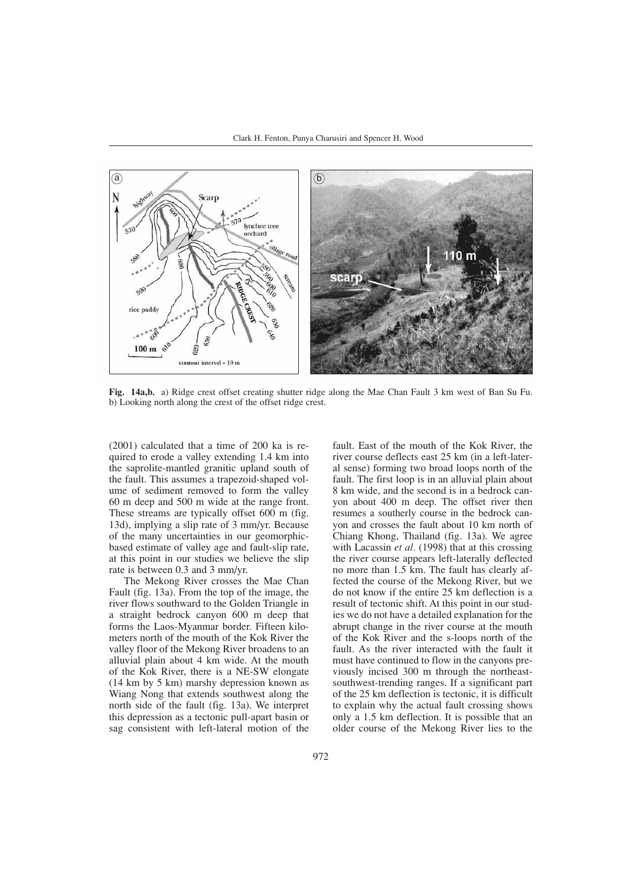**Fig. 14a,b.** a) Ridge crest offset creating shutter ridge along the Mae Chan Fault 3 km west of Ban Su Fu. b) Looking north along the crest of the offset ridge crest.

(2001) calculated that a time of 200 ka is required to erode a valley extending 1.4 km into the saprolite-mantled granitic upland south of the fault. This assumes a trapezoid-shaped volume of sediment removed to form the valley 60 m deep and 500 m wide at the range front. These streams are typically offset 600 m (fig. 13d), implying a slip rate of 3 mm/yr. Because of the many uncertainties in our geomorphic-based estimate of valley age and fault-slip rate, at this point in our studies we believe the slip rate is between 0.3 and 3 mm/yr.

The Mekong River crosses the Mae Chan Fault (fig. 13a). From the top of the image, the river flows southward to the Golden Triangle in a straight bedrock canyon 600 m deep that forms the Laos-Myanmar border. Fifteen kilometers north of the mouth of the Kok River the valley floor of the Mekong River broadens to an alluvial plain about 4 km wide. At the mouth of the Kok River, there is a NE-SW elongate (14 km by 5 km) marshy depression known as Wiang Nong that extends southwest along the north side of the fault (fig. 13a). We interpret this depression as a tectonic pull-apart basin or sag consistent with left-lateral motion of the fault. East of the mouth of the Kok River, the river course deflects east 25 km (in a left-lateral sense) forming two broad loops north of the fault. The first loop is in an alluvial plain about 8 km wide, and the second is in a bedrock canyon about 400 m deep. The offset river then resumes a southerly course in the bedrock canyon and crosses the fault about 10 km north of Chiang Khong, Thailand (fig. 13a). We agree with Lacassin *et al*. (1998) that at this crossing the river course appears left-laterally deflected no more than 1.5 km. The fault has clearly affected the course of the Mekong River, but we do not know if the entire 25 km deflection is a result of tectonic shift. At this point in our studies we do not have a detailed explanation for the abrupt change in the river course at the mouth of the Kok River and the s-loops north of the fault. As the river interacted with the fault it must have continued to flow in the canyons previously incised 300 m through the northeast-southwest-trending ranges. If a significant part of the 25 km deflection is tectonic, it is difficult to explain why the actual fault crossing shows only a 1.5 km deflection. It is possible that an older course of the Mekong River lies to the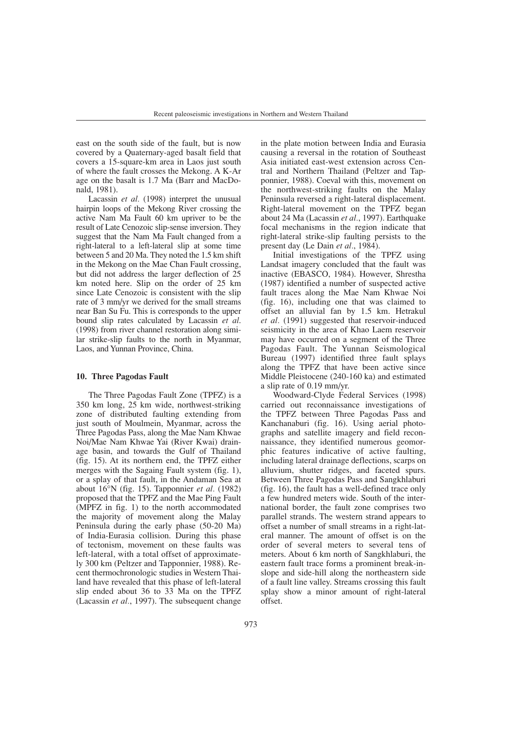east on the south side of the fault, but is now covered by a Quaternary-aged basalt field that covers a 15-square-km area in Laos just south of where the fault crosses the Mekong. A K-Ar age on the basalt is 1.7 Ma (Barr and MacDonald, 1981).

Lacassin *et al.* (1998) interpret the unusual hairpin loops of the Mekong River crossing the active Nam Ma Fault 60 km upriver to be the result of Late Cenozoic slip-sense inversion. They suggest that the Nam Ma Fault changed from a right-lateral to a left-lateral slip at some time between 5 and 20 Ma. They noted the 1.5 km shift in the Mekong on the Mae Chan Fault crossing, but did not address the larger deflection of 25 km noted here. Slip on the order of 25 km since Late Cenozoic is consistent with the slip rate of 3 mm/yr we derived for the small streams near Ban Su Fu. This is corresponds to the upper bound slip rates calculated by Lacassin *et al.* (1998) from river channel restoration along similar strike-slip faults to the north in Myanmar, Laos, and Yunnan Province, China.

## 10. Three Pagodas Fault

The Three Pagodas Fault Zone (TPFZ) is a 350 km long, 25 km wide, northwest-striking zone of distributed faulting extending from just south of Moulmein, Myanmar, across the Three Pagodas Pass, along the Mae Nam Khwae Noi/Mae Nam Khwae Yai (River Kwai) drainage basin, and towards the Gulf of Thailand (fig. 15). At its northern end, the TPFZ either merges with the Sagaing Fault system (fig. 1), or a splay of that fault, in the Andaman Sea at about 16°N (fig. 15). Tapponnier *et al.* (1982) proposed that the TPFZ and the Mae Ping Fault (MPFZ in fig. 1) to the north accommodated the majority of movement along the Malay Peninsula during the early phase (50-20 Ma) of India-Eurasia collision. During this phase of tectonism, movement on these faults was left-lateral, with a total offset of approximately 300 km (Peltzer and Tapponnier, 1988). Recent thermochronologic studies in Western Thailand have revealed that this phase of left-lateral slip ended about 36 to 33 Ma on the TPFZ (Lacassin *et al.*, 1997). The subsequent change in the plate motion between India and Eurasia causing a reversal in the rotation of Southeast Asia initiated east-west extension across Central and Northern Thailand (Peltzer and Tapponnier, 1988). Coeval with this, movement on the northwest-striking faults on the Malay Peninsula reversed a right-lateral displacement. Right-lateral movement on the TPFZ began about 24 Ma (Lacassin *et al.*, 1997). Earthquake focal mechanisms in the region indicate that right-lateral strike-slip faulting persists to the present day (Le Dain *et al.*, 1984).

Initial investigations of the TPFZ using Landsat imagery concluded that the fault was inactive (EBASCO, 1984). However, Shrestha (1987) identified a number of suspected active fault traces along the Mae Nam Khwae Noi (fig. 16), including one that was claimed to offset an alluvial fan by 1.5 km. Hetrakul *et al.* (1991) suggested that reservoir-induced seismicity in the area of Khao Laem reservoir may have occurred on a segment of the Three Pagodas Fault. The Yunnan Seismological Bureau (1997) identified three fault splays along the TPFZ that have been active since Middle Pleistocene (240-160 ka) and estimated a slip rate of 0.19 mm/yr.

Woodward-Clyde Federal Services (1998) carried out reconnaissance investigations of the TPFZ between Three Pagodas Pass and Kanchanaburi (fig. 16). Using aerial photographs and satellite imagery and field reconnaissance, they identified numerous geomorphic features indicative of active faulting, including lateral drainage deflections, scarps on alluvium, shutter ridges, and faceted spurs. Between Three Pagodas Pass and Sangkhlaburi (fig. 16), the fault has a well-defined trace only a few hundred meters wide. South of the international border, the fault zone comprises two parallel strands. The western strand appears to offset a number of small streams in a right-lateral manner. The amount of offset is on the order of several meters to several tens of meters. About 6 km north of Sangkhlaburi, the eastern fault trace forms a prominent break-in-slope and side-hill along the northeastern side of a fault line valley. Streams crossing this fault splay show a minor amount of right-lateral offset.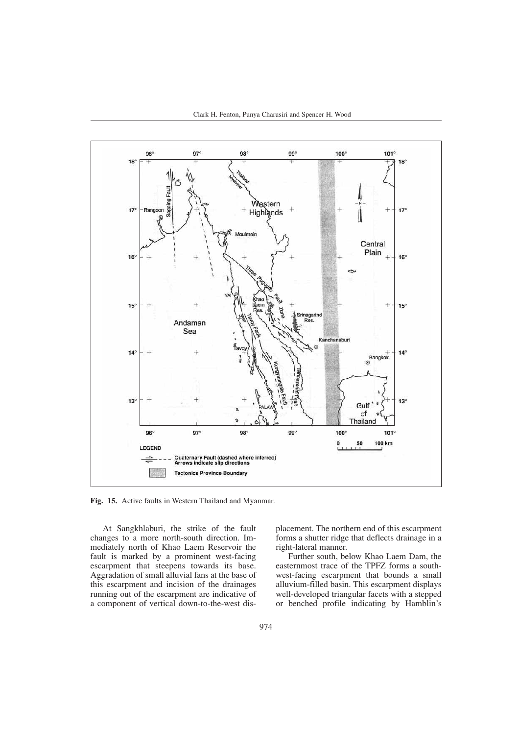**Fig. 15.** Active faults in Western Thailand and Myanmar.

At Sangkhlaburi, the strike of the fault changes to a more north-south direction. Immediately north of Khao Laem Reservoir the fault is marked by a prominent west-facing escarpment that steepens towards its base. Aggradation of small alluvial fans at the base of this escarpment and incision of the drainages running out of the escarpment are indicative of a component of vertical down-to-the-west displacement. The northern end of this escarpment forms a shutter ridge that deflects drainage in a right-lateral manner.

Further south, below Khao Laem Dam, the easternmost trace of the TPFZ forms a southwest-facing escarpment that bounds a small alluvium-filled basin. This escarpment displays well-developed triangular facets with a stepped or benched profile indicating by Hamblin's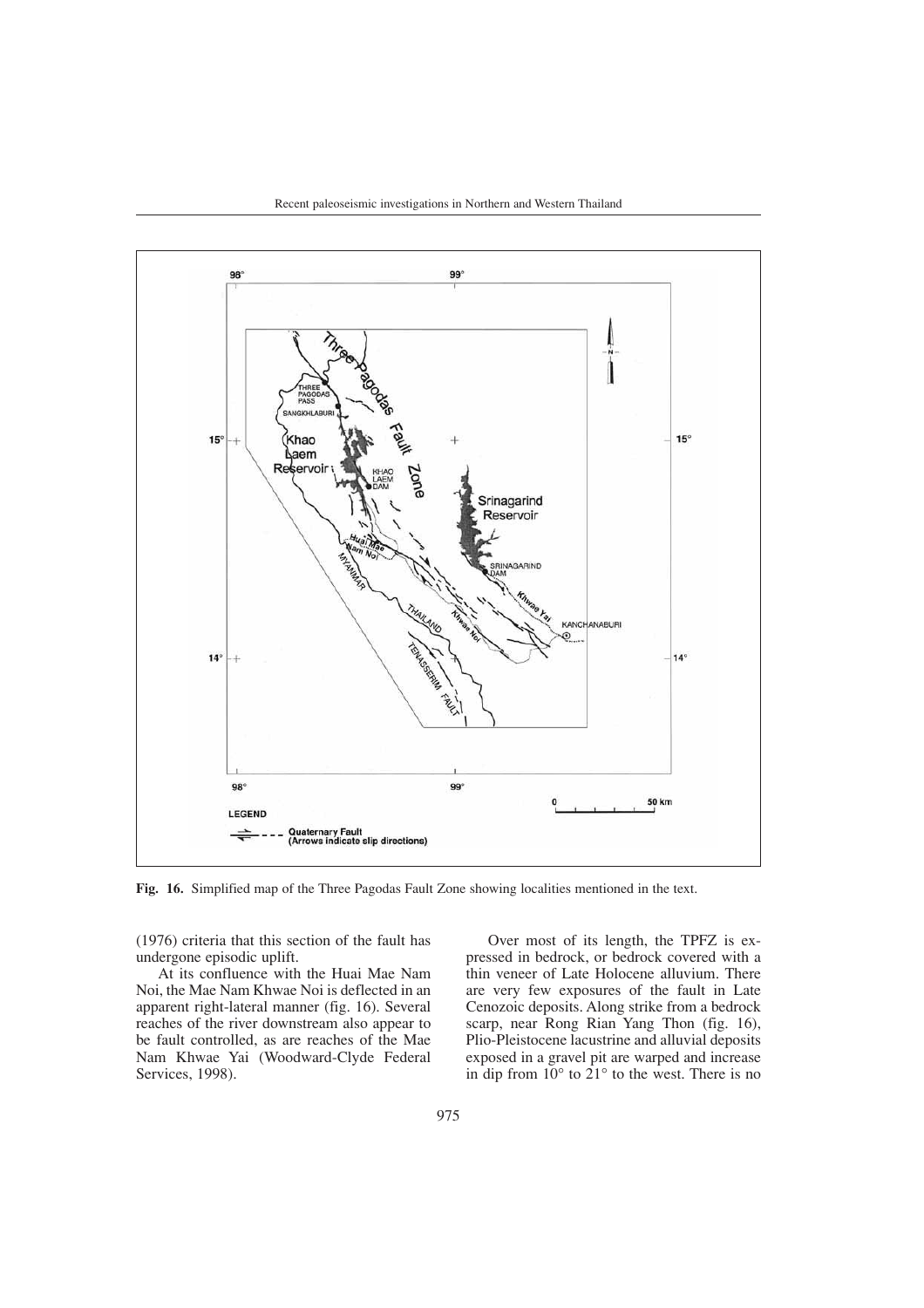**Fig. 16.** Simplified map of the Three Pagodas Fault Zone showing localities mentioned in the text.

(1976) criteria that this section of the fault has undergone episodic uplift.

At its confluence with the Huai Mae Nam Noi, the Mae Nam Khwae Noi is deflected in an apparent right-lateral manner (fig. 16). Several reaches of the river downstream also appear to be fault controlled, as are reaches of the Mae Nam Khwae Yai (Woodward-Clyde Federal Services, 1998).

Over most of its length, the TPFZ is expressed in bedrock, or bedrock covered with a thin veneer of Late Holocene alluvium. There are very few exposures of the fault in Late Cenozoic deposits. Along strike from a bedrock scarp, near Rong Rian Yang Thon (fig. 16), Plio-Pleistocene lacustrine and alluvial deposits exposed in a gravel pit are warped and increase in dip from 10° to 21° to the west. There is no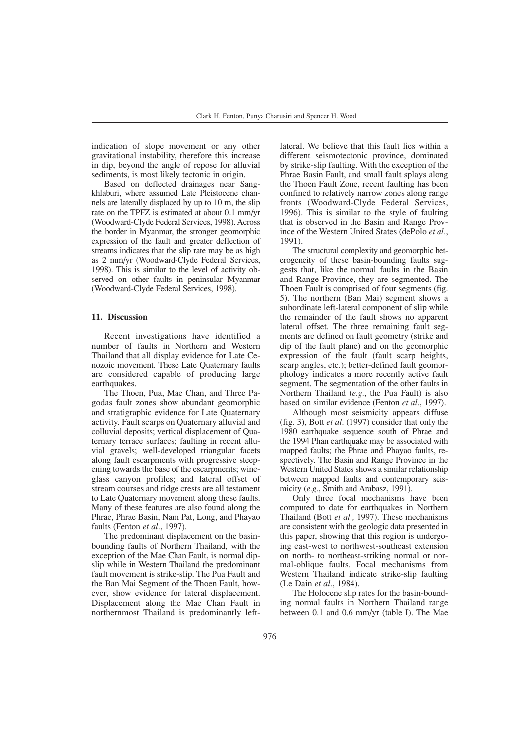indication of slope movement or any other gravitational instability, therefore this increase in dip, beyond the angle of repose for alluvial sediments, is most likely tectonic in origin.

Based on deflected drainages near Sangkhlaburi, where assumed Late Pleistocene channels are laterally displaced by up to 10 m, the slip rate on the TPFZ is estimated at about 0.1 mm/yr (Woodward-Clyde Federal Services, 1998). Across the border in Myanmar, the stronger geomorphic expression of the fault and greater deflection of streams indicates that the slip rate may be as high as 2 mm/yr (Woodward-Clyde Federal Services, 1998). This is similar to the level of activity observed on other faults in peninsular Myanmar (Woodward-Clyde Federal Services, 1998).

## 11. Discussion

Recent investigations have identified a number of faults in Northern and Western Thailand that all display evidence for Late Cenozoic movement. These Late Quaternary faults are considered capable of producing large earthquakes.

The Thoen, Pua, Mae Chan, and Three Pagodas fault zones show abundant geomorphic and stratigraphic evidence for Late Quaternary activity. Fault scarps on Quaternary alluvial and colluvial deposits; vertical displacement of Quaternary terrace surfaces; faulting in recent alluvial gravels; well-developed triangular facets along fault escarpments with progressive steepening towards the base of the escarpments; wineglass canyon profiles; and lateral offset of stream courses and ridge crests are all testament to Late Quaternary movement along these faults. Many of these features are also found along the Phrae, Phrae Basin, Nam Pat, Long, and Phayao faults (Fenton *et al*., 1997).

The predominant displacement on the basin-bounding faults of Northern Thailand, with the exception of the Mae Chan Fault, is normal dip-slip while in Western Thailand the predominant fault movement is strike-slip. The Pua Fault and the Ban Mai Segment of the Thoen Fault, however, show evidence for lateral displacement. Displacement along the Mae Chan Fault in northernmost Thailand is predominantly left-lateral. We believe that this fault lies within a different seismotectonic province, dominated by strike-slip faulting. With the exception of the Phrae Basin Fault, and small fault splays along the Thoen Fault Zone, recent faulting has been confined to relatively narrow zones along range fronts (Woodward-Clyde Federal Services, 1996). This is similar to the style of faulting that is observed in the Basin and Range Province of the Western United States (dePolo *et al*., 1991).

The structural complexity and geomorphic heterogeneity of these basin-bounding faults suggests that, like the normal faults in the Basin and Range Province, they are segmented. The Thoen Fault is comprised of four segments (fig. 5). The northern (Ban Mai) segment shows a subordinate left-lateral component of slip while the remainder of the fault shows no apparent lateral offset. The three remaining fault segments are defined on fault geometry (strike and dip of the fault plane) and on the geomorphic expression of the fault (fault scarp heights, scarp angles, etc.); better-defined fault geomorphology indicates a more recently active fault segment. The segmentation of the other faults in Northern Thailand (*e.g*., the Pua Fault) is also based on similar evidence (Fenton *et al*., 1997).

Although most seismicity appears diffuse (fig. 3), Bott *et al.* (1997) consider that only the 1980 earthquake sequence south of Phrae and the 1994 Phan earthquake may be associated with mapped faults; the Phrae and Phayao faults, respectively. The Basin and Range Province in the Western United States shows a similar relationship between mapped faults and contemporary seismicity (*e.g*., Smith and Arabasz, 1991).

Only three focal mechanisms have been computed to date for earthquakes in Northern Thailand (Bott *et al.,* 1997). These mechanisms are consistent with the geologic data presented in this paper, showing that this region is undergoing east-west to northwest-southeast extension on north- to northeast-striking normal or normal-oblique faults. Focal mechanisms from Western Thailand indicate strike-slip faulting (Le Dain *et al*., 1984).

The Holocene slip rates for the basin-bounding normal faults in Northern Thailand range between 0.1 and 0.6 mm/yr (table I). The Mae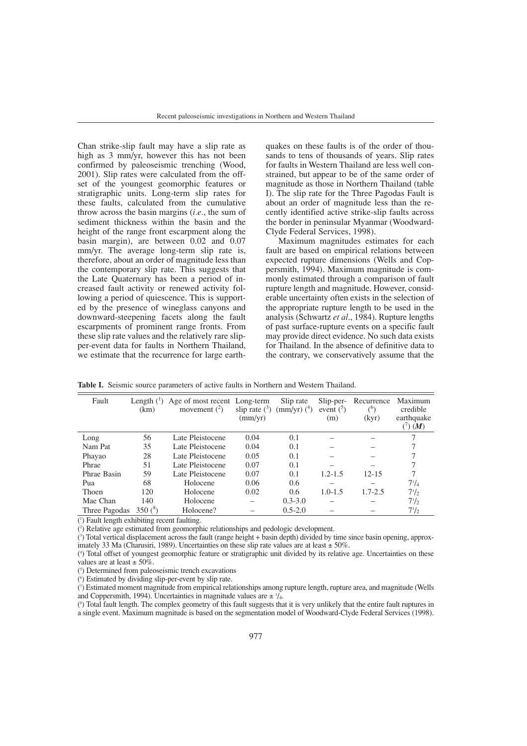Chan strike-slip fault may have a slip rate as high as 3 mm/yr, however this has not been confirmed by paleoseismic trenching (Wood, 2001). Slip rates were calculated from the offset of the youngest geomorphic features or stratigraphic units. Long-term slip rates for these faults, calculated from the cumulative throw across the basin margins (*i.e*., the sum of sediment thickness within the basin and the height of the range front escarpment along the basin margin), are between 0.02 and 0.07 mm/yr. The average long-term slip rate is, therefore, about an order of magnitude less than the contemporary slip rate. This suggests that the Late Quaternary has been a period of increased fault activity or renewed activity following a period of quiescence. This is supported by the presence of wineglass canyons and downward-steepening facets along the fault escarpments of prominent range fronts. From these slip rate values and the relatively rare slip-per-event data for faults in Northern Thailand, we estimate that the recurrence for large earthquakes on these faults is of the order of thousands to tens of thousands of years. Slip rates for faults in Western Thailand are less well constrained, but appear to be of the same order of magnitude as those in Northern Thailand (table I). The slip rate for the Three Pagodas Fault is about an order of magnitude less than the recently identified active strike-slip faults across the border in peninsular Myanmar (Woodward-Clyde Federal Services, 1998).

Maximum magnitudes estimates for each fault are based on empirical relations between expected rupture dimensions (Wells and Coppersmith, 1994). Maximum magnitude is commonly estimated through a comparison of fault rupture length and magnitude. However, considerable uncertainty often exists in the selection of the appropriate rupture length to be used in the analysis (Schwartz *et al*., 1984). Rupture lengths of past surface-rupture events on a specific fault may provide direct evidence. No such data exists for Thailand. In the absence of definitive data to the contrary, we conservatively assume that the

**Table I.** Seismic source parameters of active faults in Northern and Western Thailand.

| Fault | Length (1) (km) | Age of most recent movement (2) | Long-term slip rate (3) (mm/yr) | Slip rate (mm/yr) (4) | Slip-per-event (5) (m) | Recurrence (6) (kyr) | Maximum credible earthquake (7) (***M***) |
|---|---|---|---|---|---|---|---|
| Long | 56 | Late Pleistocene | 0.04 | 0.1 | – | – | 7 |
| Nam Pat | 35 | Late Pleistocene | 0.04 | 0.1 | – | – | 7 |
| Phayao | 28 | Late Pleistocene | 0.05 | 0.1 | – | – | 7 |
| Phrae | 51 | Late Pleistocene | 0.07 | 0.1 | – | – | 7 |
| Phrae Basin | 59 | Late Pleistocene | 0.07 | 0.1 | 1.2-1.5 | 12-15 | 7 |
| Pua | 68 | Holocene | 0.06 | 0.6 | – | – | 7¼ |
| Thoen | 120 | Holocene | 0.02 | 0.6 | 1.0-1.5 | 1.7-2.5 | 7½ |
| Mae Chan | 140 | Holocene | – | 0.3-3.0 | – | – | 7½ |
| Three Pagodas | 350 (8) | Holocene? | – | 0.5-2.0 | – | – | 7½ |

(1) Fault length exhibiting recent faulting.
(2) Relative age estimated from geomorphic relationships and pedologic development.
(3) Total vertical displacement across the fault (range height + basin depth) divided by time since basin opening, approximately 33 Ma (Charusiri, 1989). Uncertainties on these slip rate values are at least ± 50%.
(4) Total offset of youngest geomorphic feature or stratigraphic unit divided by its relative age. Uncertainties on these values are at least ± 50%.
(5) Determined from paleoseismic trench excavations
(6) Estimated by dividing slip-per-event by slip rate.
(7) Estimated moment magnitude from empirical relationships among rupture length, rupture area, and magnitude (Wells and Coppersmith, 1994). Uncertainties in magnitude values are ± ¼.
(8) Total fault length. The complex geometry of this fault suggests that it is very unlikely that the entire fault ruptures in a single event. Maximum magnitude is based on the segmentation model of Woodward-Clyde Federal Services (1998).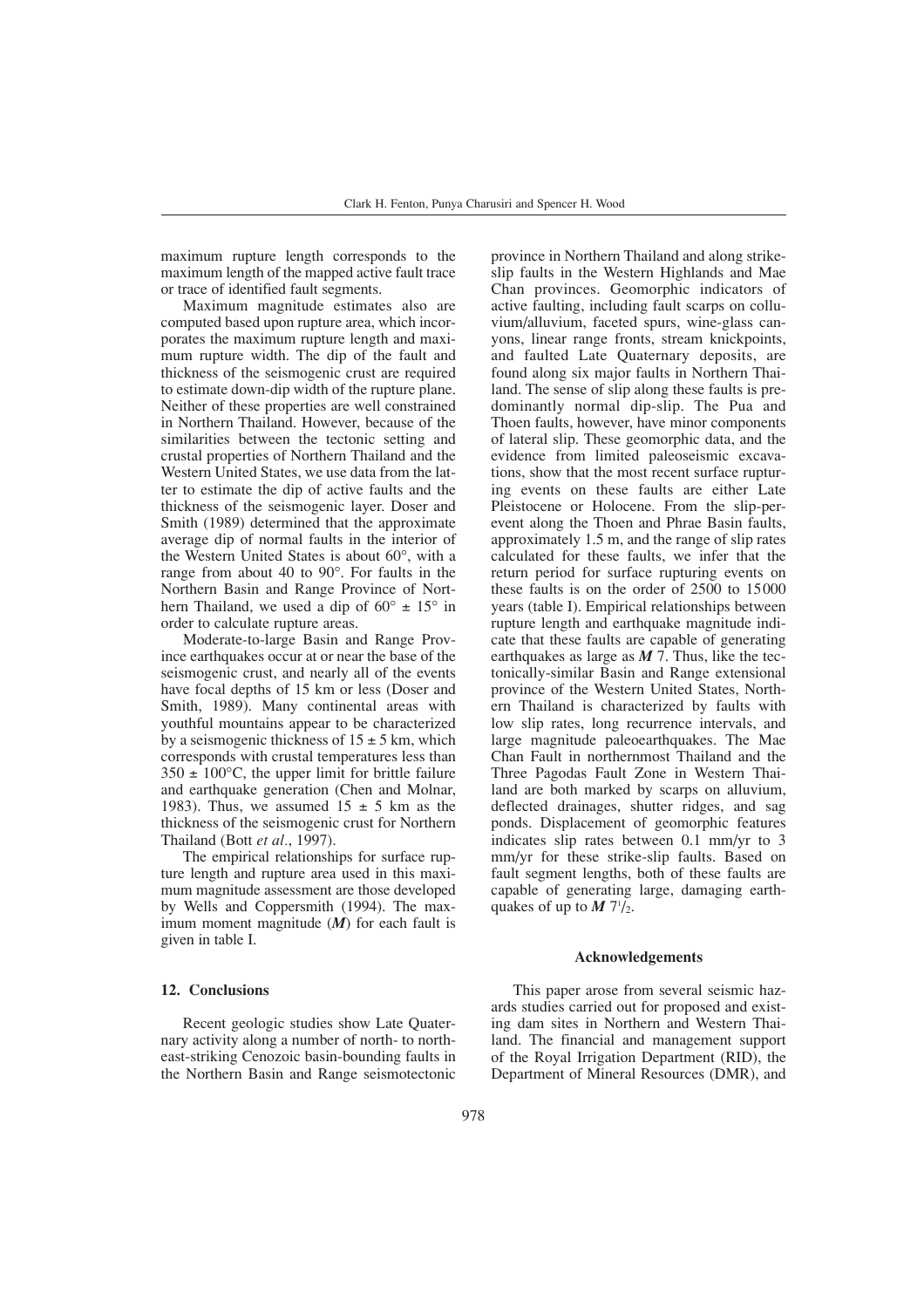maximum rupture length corresponds to the maximum length of the mapped active fault trace or trace of identified fault segments.

Maximum magnitude estimates also are computed based upon rupture area, which incorporates the maximum rupture length and maximum rupture width. The dip of the fault and thickness of the seismogenic crust are required to estimate down-dip width of the rupture plane. Neither of these properties are well constrained in Northern Thailand. However, because of the similarities between the tectonic setting and crustal properties of Northern Thailand and the Western United States, we use data from the latter to estimate the dip of active faults and the thickness of the seismogenic layer. Doser and Smith (1989) determined that the approximate average dip of normal faults in the interior of the Western United States is about 60°, with a range from about 40 to 90°. For faults in the Northern Basin and Range Province of Northern Thailand, we used a dip of $60° \pm 15°$ in order to calculate rupture areas.

Moderate-to-large Basin and Range Province earthquakes occur at or near the base of the seismogenic crust, and nearly all of the events have focal depths of 15 km or less (Doser and Smith, 1989). Many continental areas with youthful mountains appear to be characterized by a seismogenic thickness of $15 \pm 5$ km, which corresponds with crustal temperatures less than $350 \pm 100$°C, the upper limit for brittle failure and earthquake generation (Chen and Molnar, 1983). Thus, we assumed $15 \pm 5$ km as the thickness of the seismogenic crust for Northern Thailand (Bott *et al*., 1997).

The empirical relationships for surface rupture length and rupture area used in this maximum magnitude assessment are those developed by Wells and Coppersmith (1994). The maximum moment magnitude (***M***) for each fault is given in table I.

## 12. Conclusions

Recent geologic studies show Late Quaternary activity along a number of north- to northeast-striking Cenozoic basin-bounding faults in the Northern Basin and Range seismotectonic province in Northern Thailand and along strike-slip faults in the Western Highlands and Mae Chan provinces. Geomorphic indicators of active faulting, including fault scarps on colluvium/alluvium, faceted spurs, wine-glass canyons, linear range fronts, stream knickpoints, and faulted Late Quaternary deposits, are found along six major faults in Northern Thailand. The sense of slip along these faults is predominantly normal dip-slip. The Pua and Thoen faults, however, have minor components of lateral slip. These geomorphic data, and the evidence from limited paleoseismic excavations, show that the most recent surface rupturing events on these faults are either Late Pleistocene or Holocene. From the slip-per-event along the Thoen and Phrae Basin faults, approximately 1.5 m, and the range of slip rates calculated for these faults, we infer that the return period for surface rupturing events on these faults is on the order of 2500 to 15 000 years (table I). Empirical relationships between rupture length and earthquake magnitude indicate that these faults are capable of generating earthquakes as large as ***M*** 7. Thus, like the tectonically-similar Basin and Range extensional province of the Western United States, Northern Thailand is characterized by faults with low slip rates, long recurrence intervals, and large magnitude paleoearthquakes. The Mae Chan Fault in northernmost Thailand and the Three Pagodas Fault Zone in Western Thailand are both marked by scarps on alluvium, deflected drainages, shutter ridges, and sag ponds. Displacement of geomorphic features indicates slip rates between 0.1 mm/yr to 3 mm/yr for these strike-slip faults. Based on fault segment lengths, both of these faults are capable of generating large, damaging earthquakes of up to ***M*** 7½.

### Acknowledgements

This paper arose from several seismic hazards studies carried out for proposed and existing dam sites in Northern and Western Thailand. The financial and management support of the Royal Irrigation Department (RID), the Department of Mineral Resources (DMR), and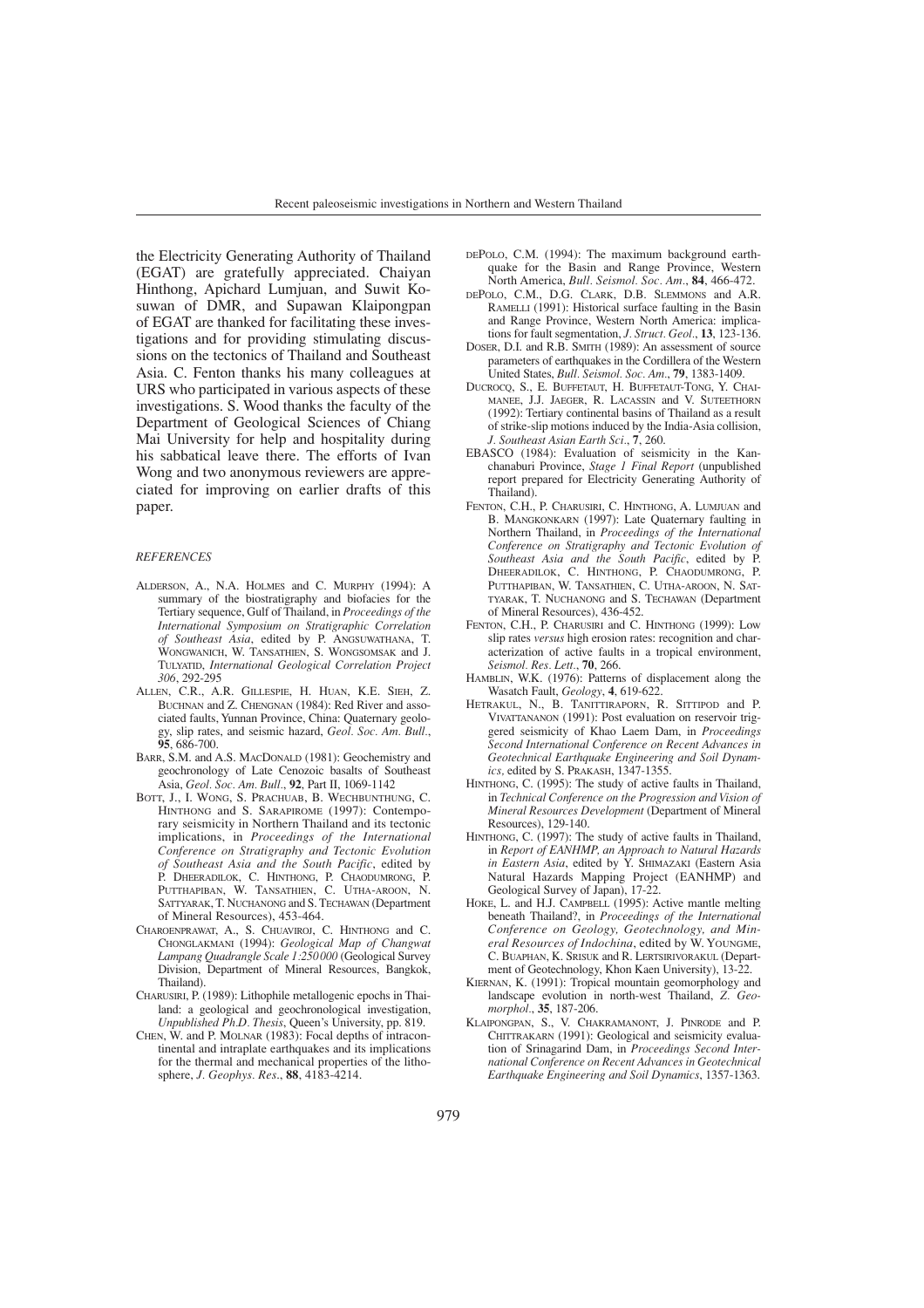the Electricity Generating Authority of Thailand (EGAT) are gratefully appreciated. Chaiyan Hinthong, Apichard Lumjuan, and Suwit Kosuwan of DMR, and Supawan Klaipongpan of EGAT are thanked for facilitating these investigations and for providing stimulating discussions on the tectonics of Thailand and Southeast Asia. C. Fenton thanks his many colleagues at URS who participated in various aspects of these investigations. S. Wood thanks the faculty of the Department of Geological Sciences of Chiang Mai University for help and hospitality during his sabbatical leave there. The efforts of Ivan Wong and two anonymous reviewers are appreciated for improving on earlier drafts of this paper.

### *REFERENCES*

ALDERSON, A., N.A. HOLMES and C. MURPHY (1994): A summary of the biostratigraphy and biofacies for the Tertiary sequence, Gulf of Thailand, in *Proceedings of the International Symposium on Stratigraphic Correlation of Southeast Asia*, edited by P. ANGSUWATHANA, T. WONGWANICH, W. TANSATHIEN, S. WONGSOMSAK and J. TULYATID, *International Geological Correlation Project 306*, 292-295

ALLEN, C.R., A.R. GILLESPIE, H. HUAN, K.E. SIEH, Z. BUCHNAN and Z. CHENGNAN (1984): Red River and associated faults, Yunnan Province, China: Quaternary geology, slip rates, and seismic hazard, *Geol. Soc. Am. Bull*., **95**, 686-700.

BARR, S.M. and A.S. MACDONALD (1981): Geochemistry and geochronology of Late Cenozoic basalts of Southeast Asia, *Geol. Soc. Am. Bull*., **92**, Part II, 1069-1142

BOTT, J., I. WONG, S. PRACHUAB, B. WECHBUNTHUNG, C. HINTHONG and S. SARAPIROME (1997): Contemporary seismicity in Northern Thailand and its tectonic implications, in *Proceedings of the International Conference on Stratigraphy and Tectonic Evolution of Southeast Asia and the South Pacific*, edited by P. DHEERADILOK, C. HINTHONG, P. CHAODUMRONG, P. PUTTHAPIBAN, W. TANSATHIEN, C. UTHA-AROON, N. SATTYARAK, T. NUCHANONG and S. TECHAWAN (Department of Mineral Resources), 453-464.

CHAROENPRAWAT, A., S. CHUAVIROJ, C. HINTHONG and C. CHONGLAKMANI (1994): *Geological Map of Changwat Lampang Quadrangle Scale 1:250 000* (Geological Survey Division, Department of Mineral Resources, Bangkok, Thailand).

CHARUSIRI, P. (1989): Lithophile metallogenic epochs in Thailand: a geological and geochronological investigation, *Unpublished Ph.D. Thesis*, Queen's University, pp. 819.

CHEN, W. and P. MOLNAR (1983): Focal depths of intracontinental and intraplate earthquakes and its implications for the thermal and mechanical properties of the lithosphere, *J. Geophys. Res*., **88**, 4183-4214.

DEPOLO, C.M. (1994): The maximum background earthquake for the Basin and Range Province, Western North America, *Bull. Seismol. Soc. Am*., **84**, 466-472.

DEPOLO, C.M., D.G. CLARK, D.B. SLEMMONS and A.R. RAMELLI (1991): Historical surface faulting in the Basin and Range Province, Western North America: implications for fault segmentation, *J. Struct. Geol*., **13**, 123-136.

DOSER, D.I. and R.B. SMITH (1989): An assessment of source parameters of earthquakes in the Cordillera of the Western United States, *Bull. Seismol. Soc. Am*., **79**, 1383-1409.

DUCROCQ, S., E. BUFFETAUT, H. BUFFETAUT-TONG, Y. CHAIMANEE, J.J. JAEGER, R. LACASSIN and V. SUTEETHORN (1992): Tertiary continental basins of Thailand as a result of strike-slip motions induced by the India-Asia collision, *J. Southeast Asian Earth Sci*., **7**, 260.

EBASCO (1984): Evaluation of seismicity in the Kanchanaburi Province, *Stage 1 Final Report* (unpublished report prepared for Electricity Generating Authority of Thailand).

FENTON, C.H., P. CHARUSIRI, C. HINTHONG, A. LUMJUAN and B. MANGKONKARN (1997): Late Quaternary faulting in Northern Thailand, in *Proceedings of the International Conference on Stratigraphy and Tectonic Evolution of Southeast Asia and the South Pacific*, edited by P. DHEERADILOK, C. HINTHONG, P. CHAODUMRONG, P. PUTTHAPIBAN, W. TANSATHIEN, C. UTHA-AROON, N. SATTYARAK, T. NUCHANONG and S. TECHAWAN (Department of Mineral Resources), 436-452.

FENTON, C.H., P. CHARUSIRI and C. HINTHONG (1999): Low slip rates *versus* high erosion rates: recognition and characterization of active faults in a tropical environment, *Seismol. Res. Lett*., **70**, 266.

HAMBLIN, W.K. (1976): Patterns of displacement along the Wasatch Fault, *Geology*, **4**, 619-622.

HETRAKUL, N., B. TANITTIRAPORN, R. SITTIPOD and P. VIVATTANANON (1991): Post evaluation on reservoir triggered seismicity of Khao Laem Dam, in *Proceedings Second International Conference on Recent Advances in Geotechnical Earthquake Engineering and Soil Dynamics,* edited by S. PRAKASH, 1347-1355.

HINTHONG, C. (1995): The study of active faults in Thailand, in *Technical Conference on the Progression and Vision of Mineral Resources Development* (Department of Mineral Resources), 129-140.

HINTHONG, C. (1997): The study of active faults in Thailand, in *Report of EANHMP, an Approach to Natural Hazards in Eastern Asia*, edited by Y. SHIMAZAKI (Eastern Asia Natural Hazards Mapping Project (EANHMP) and Geological Survey of Japan), 17-22.

HOKE, L. and H.J. CAMPBELL (1995): Active mantle melting beneath Thailand?, in *Proceedings of the International Conference on Geology, Geotechnology, and Mineral Resources of Indochina*, edited by W. YOUNGME, C. BUAPHAN, K. SRISUK and R. LERTSIRIVORAKUL (Department of Geotechnology, Khon Kaen University), 13-22.

KIERNAN, K. (1991): Tropical mountain geomorphology and landscape evolution in north-west Thailand, *Z. Geomorphol*., **35**, 187-206.

KLAIPONGPAN, S., V. CHAKRAMANONT, J. PINRODE and P. CHITTRAKARN (1991): Geological and seismicity evaluation of Srinagarind Dam, in *Proceedings Second International Conference on Recent Advances in Geotechnical Earthquake Engineering and Soil Dynamics*, 1357-1363.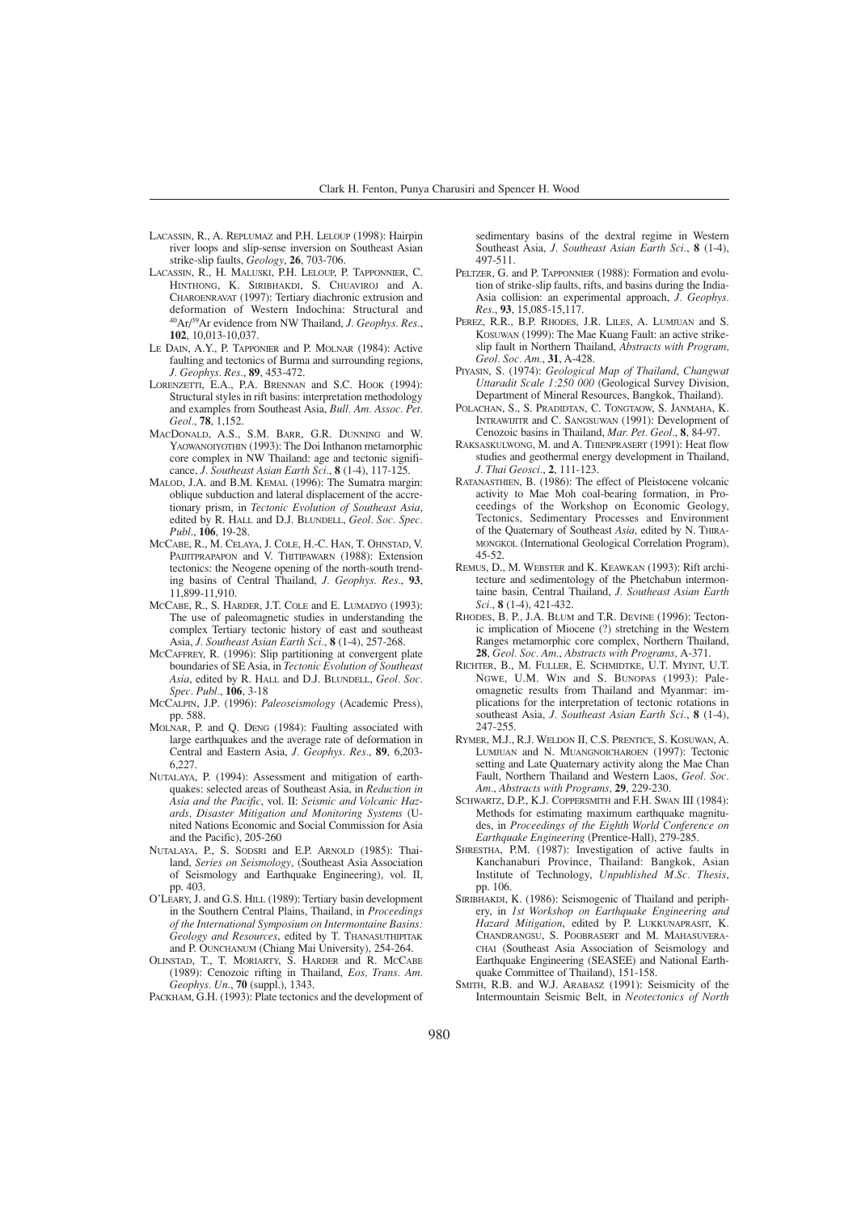LACASSIN, R., A. REPLUMAZ and P.H. LELOUP (1998): Hairpin river loops and slip-sense inversion on Southeast Asian strike-slip faults, *Geology*, **26**, 703-706.

LACASSIN, R., H. MALUSKI, P.H. LELOUP, P. TAPPONNIER, C. HINTHONG, K. SIRIBHAKDI, S. CHUAVIROJ and A. CHAROENRAVAT (1997): Tertiary diachronic extrusion and deformation of Western Indochina: Structural and $^{40}$Ar/$^{39}$Ar evidence from NW Thailand, *J. Geophys. Res.*, **102**, 10,013-10,037.

LE DAIN, A.Y., P. TAPPONIER and P. MOLNAR (1984): Active faulting and tectonics of Burma and surrounding regions, *J. Geophys. Res.*, **89**, 453-472.

LORENZETTI, E.A., P.A. BRENNAN and S.C. HOOK (1994): Structural styles in rift basins: interpretation methodology and examples from Southeast Asia, *Bull. Am. Assoc. Pet. Geol.*, **78**, 1,152.

MACDONALD, A.S., S.M. BARR, G.R. DUNNING and W. YAOWANOIYOTHIN (1993): The Doi Inthanon metamorphic core complex in NW Thailand: age and tectonic significance, *J. Southeast Asian Earth Sci.*, **8** (1-4), 117-125.

MALOD, J.A. and B.M. KEMAL (1996): The Sumatra margin: oblique subduction and lateral displacement of the accretionary prism, in *Tectonic Evolution of Southeast Asia*, edited by R. HALL and D.J. BLUNDELL, *Geol. Soc. Spec. Publ.*, **106**, 19-28.

MCCABE, R., M. CELAYA, J. COLE, H.-C. HAN, T. OHNSTAD, V. PAIJITPRAPAPON and V. THITIPAWARN (1988): Extension tectonics: the Neogene opening of the north-south trending basins of Central Thailand, *J. Geophys. Res*, **93**, 11,899-11,910.

MCCABE, R., S. HARDER, J.T. COLE and E. LUMADYO (1993): The use of paleomagnetic studies in understanding the complex Tertiary tectonic history of east and southeast Asia, *J. Southeast Asian Earth Sci.*, **8** (1-4), 257-268.

MCCAFFREY, R. (1996): Slip partitioning at convergent plate boundaries of SE Asia, in *Tectonic Evolution of Southeast Asia*, edited by R. HALL and D.J. BLUNDELL, *Geol. Soc. Spec. Publ.*, **106**, 3-18

MCCALPIN, J.P. (1996): *Paleoseismology* (Academic Press), pp. 588.

MOLNAR, P. and Q. DENG (1984): Faulting associated with large earthquakes and the average rate of deformation in Central and Eastern Asia, *J. Geophys. Res.*, **89**, 6,203-6,227.

NUTALAYA, P. (1994): Assessment and mitigation of earthquakes: selected areas of Southeast Asia, in *Reduction in Asia and the Pacific*, vol. II: *Seismic and Volcanic Hazards, Disaster Mitigation and Monitoring Systems* (United Nations Economic and Social Commission for Asia and the Pacific), 205-260

NUTALAYA, P., S. SODSRI and E.P. ARNOLD (1985): Thailand, *Series on Seismology*, (Southeast Asia Association of Seismology and Earthquake Engineering), vol. II, pp. 403.

O'LEARY, J. and G.S. HILL (1989): Tertiary basin development in the Southern Central Plains, Thailand, in *Proceedings of the International Symposium on Intermontaine Basins: Geology and Resources*, edited by T. THANASUTHIPITAK and P. OUNCHANUM (Chiang Mai University), 254-264.

OLINSTAD, T., T. MORIARTY, S. HARDER and R. MCCABE (1989): Cenozoic rifting in Thailand, *Eos, Trans. Am. Geophys. Un.*, **70** (suppl.), 1343.

PACKHAM, G.H. (1993): Plate tectonics and the development of sedimentary basins of the dextral regime in Western Southeast Asia, *J. Southeast Asian Earth Sci.*, **8** (1-4), 497-511.

PELTZER, G. and P. TAPPONNIER (1988): Formation and evolution of strike-slip faults, rifts, and basins during the India-Asia collision: an experimental approach, *J. Geophys. Res.*, **93**, 15,085-15,117.

PEREZ, R.R., B.P. RHODES, J.R. LILES, A. LUMJUAN and S. KOSUWAN (1999): The Mae Kuang Fault: an active strike-slip fault in Northern Thailand, *Abstracts with Program, Geol. Soc. Am.*, **31**, A-428.

PIYASIN, S. (1974): *Geological Map of Thailand, Changwat Uttaradit Scale 1:250 000* (Geological Survey Division, Department of Mineral Resources, Bangkok, Thailand).

POLACHAN, S., S. PRADIDTAN, C. TONGTAOW, S. JANMAHA, K. INTRAWIJITR and C. SANGSUWAN (1991): Development of Cenozoic basins in Thailand, *Mar. Pet. Geol.*, **8**, 84-97.

RAKSASKULWONG, M. and A. THIENPRASERT (1991): Heat flow studies and geothermal energy development in Thailand, *J. Thai Geosci.*, **2**, 111-123.

RATANASTHIEN, B. (1986): The effect of Pleistocene volcanic activity to Mae Moh coal-bearing formation, in Proceedings of the Workshop on Economic Geology, Tectonics, Sedimentary Processes and Environment of the Quaternary of Southeast *Asia*, edited by N. THIRAMONGKOL (International Geological Correlation Program), 45-52.

REMUS, D., M. WEBSTER and K. KEAWKAN (1993): Rift architecture and sedimentology of the Phetchabun intermontaine basin, Central Thailand, *J. Southeast Asian Earth Sci.*, **8** (1-4), 421-432.

RHODES, B. P., J.A. BLUM and T.R. DEVINE (1996): Tectonic implication of Miocene (?) stretching in the Western Ranges metamorphic core complex, Northern Thailand, **28**, *Geol. Soc. Am., Abstracts with Programs*, A-371.

RICHTER, B., M. FULLER, E. SCHMIDTKE, U.T. MYINT, U.T. NGWE, U.M. WIN and S. BUNOPAS (1993): Paleomagnetic results from Thailand and Myanmar: implications for the interpretation of tectonic rotations in southeast Asia, *J. Southeast Asian Earth Sci.*, **8** (1-4), 247-255.

RYMER, M.J., R.J. WELDON II, C.S. PRENTICE, S. KOSUWAN, A. LUMJUAN and N. MUANGNOICHAROEN (1997): Tectonic setting and Late Quaternary activity along the Mae Chan Fault, Northern Thailand and Western Laos, *Geol. Soc. Am., Abstracts with Programs*, **29**, 229-230.

SCHWARTZ, D.P., K.J. COPPERSMITH and F.H. SWAN III (1984): Methods for estimating maximum earthquake magnitudes, in *Proceedings of the Eighth World Conference on Earthquake Engineering* (Prentice-Hall), 279-285.

SHRESTHA, P.M. (1987): Investigation of active faults in Kanchanaburi Province, Thailand: Bangkok, Asian Institute of Technology, *Unpublished M.Sc. Thesis*, pp. 106.

SIRIBHAKDI, K. (1986): Seismogenic of Thailand and periphery, in *1st Workshop on Earthquake Engineering and Hazard Mitigation*, edited by P. LUKKUNAPRASIT, K. CHANDRANGSU, S. POOBRASERT and M. MAHASUVERACHAI (Southeast Asia Association of Seismology and Earthquake Engineering (SEASEE) and National Earthquake Committee of Thailand), 151-158.

SMITH, R.B. and W.J. ARABASZ (1991): Seismicity of the Intermountain Seismic Belt, in *Neotectonics of North*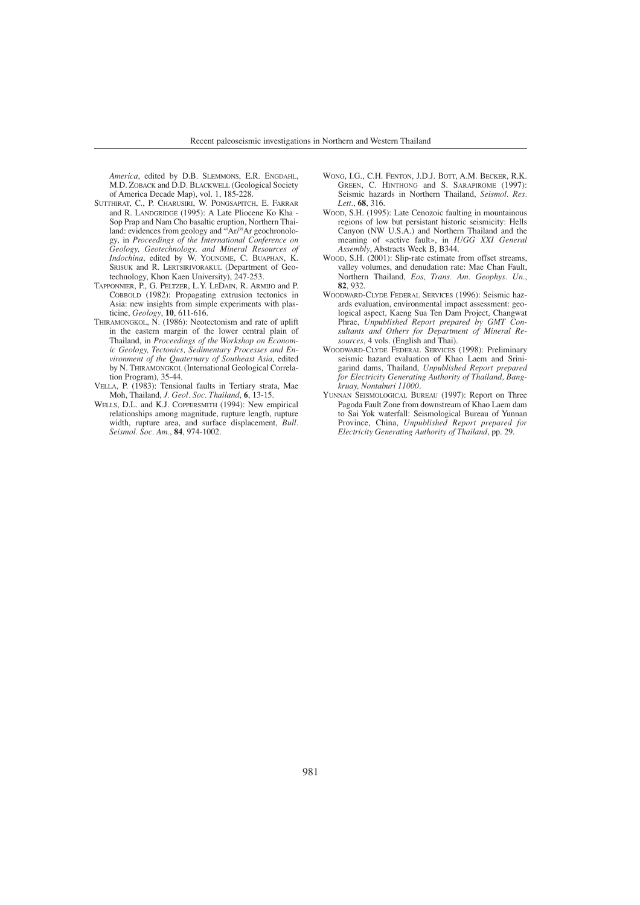*America*, edited by D.B. Slemmons, E.R. Engdahl, M.D. Zoback and D.D. Blackwell (Geological Society of America Decade Map), vol. 1, 185-228.

Sutthirat, C., P. Charusiri, W. Pongsapitch, E. Farrar and R. Landgridge (1995): A Late Pliocene Ko Kha - Sop Prap and Nam Cho basaltic eruption, Northern Thailand: evidences from geology and $^{40}Ar/^{39}Ar$ geochronology, in *Proceedings of the International Conference on Geology, Geotechnology, and Mineral Resources of Indochina*, edited by W. Youngme, C. Buaphan, K. Srisuk and R. Lertsirivorakul (Department of Geotechnology, Khon Kaen University), 247-253.

Tapponnier, P., G. Peltzer, L.Y. LeDain, R. Armijo and P. Cobbold (1982): Propagating extrusion tectonics in Asia: new insights from simple experiments with plasticine, *Geology*, **10**, 611-616.

Thiramongkol, N. (1986): Neotectonism and rate of uplift in the eastern margin of the lower central plain of Thailand, in *Proceedings of the Workshop on Economic Geology, Tectonics, Sedimentary Processes and Environment of the Quaternary of Southeast Asia*, edited by N. Thiramongkol (International Geological Correlation Program), 35-44.

Vella, P. (1983): Tensional faults in Tertiary strata, Mae Moh, Thailand, *J. Geol. Soc. Thailand*, **6**, 13-15.

Wells, D.L. and K.J. Coppersmith (1994): New empirical relationships among magnitude, rupture length, rupture width, rupture area, and surface displacement, *Bull. Seismol. Soc. Am.*, **84**, 974-1002.

Wong, I.G., C.H. Fenton, J.D.J. Bott, A.M. Becker, R.K. Green, C. Hinthong and S. Sarapirome (1997): Seismic hazards in Northern Thailand, *Seismol. Res. Lett.*, **68**, 316.

Wood, S.H. (1995): Late Cenozoic faulting in mountainous regions of low but persistant historic seismicity: Hells Canyon (NW U.S.A.) and Northern Thailand and the meaning of «active fault», in *IUGG XXI General Assembly*, Abstracts Week B, B344.

Wood, S.H. (2001): Slip-rate estimate from offset streams, valley volumes, and denudation rate: Mae Chan Fault, Northern Thailand, *Eos, Trans. Am. Geophys. Un.*, **82**, 932.

Woodward-Clyde Federal Services (1996): Seismic hazards evaluation, environmental impact assessment: geological aspect, Kaeng Sua Ten Dam Project, Changwat Phrae, *Unpublished Report prepared by GMT Consultants and Others for Department of Mineral Resources*, 4 vols. (English and Thai).

Woodward-Clyde Federal Services (1998): Preliminary seismic hazard evaluation of Khao Laem and Srinigarind dams, Thailand, *Unpublished Report prepared for Electricity Generating Authority of Thailand, Bangkruay, Nontaburi 11000*.

Yunnan Seismological Bureau (1997): Report on Three Pagoda Fault Zone from downstream of Khao Laem dam to Sai Yok waterfall: Seismological Bureau of Yunnan Province, China, *Unpublished Report prepared for Electricity Generating Authority of Thailand*, pp. 29.